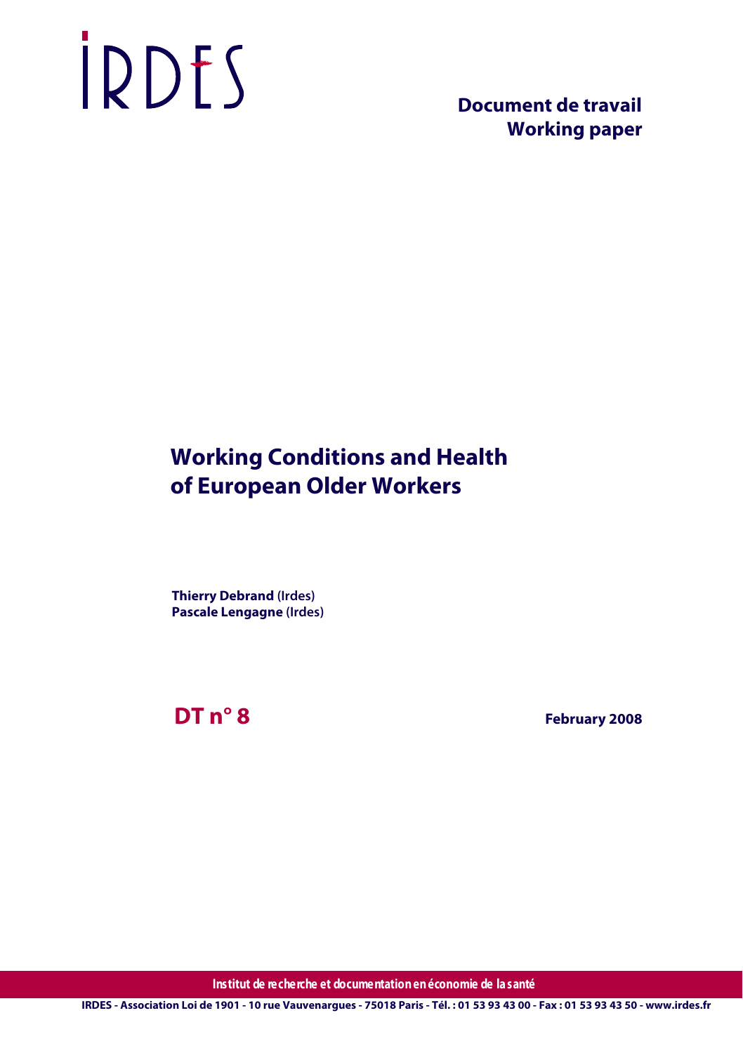IRDES

**Document de travail**
**Working paper**

# Working Conditions and Health of European Older Workers

**Thierry Debrand** (Irdes)
**Pascale Lengagne** (Irdes)

**DT n° 8**

**February 2008**

Institut de recherche et documentation en économie de la santé

IRDES - Association Loi de 1901 - 10 rue Vauvenargues - 75018 Paris - Tél. : 01 53 93 43 00 - Fax : 01 53 93 43 50 - www.irdes.fr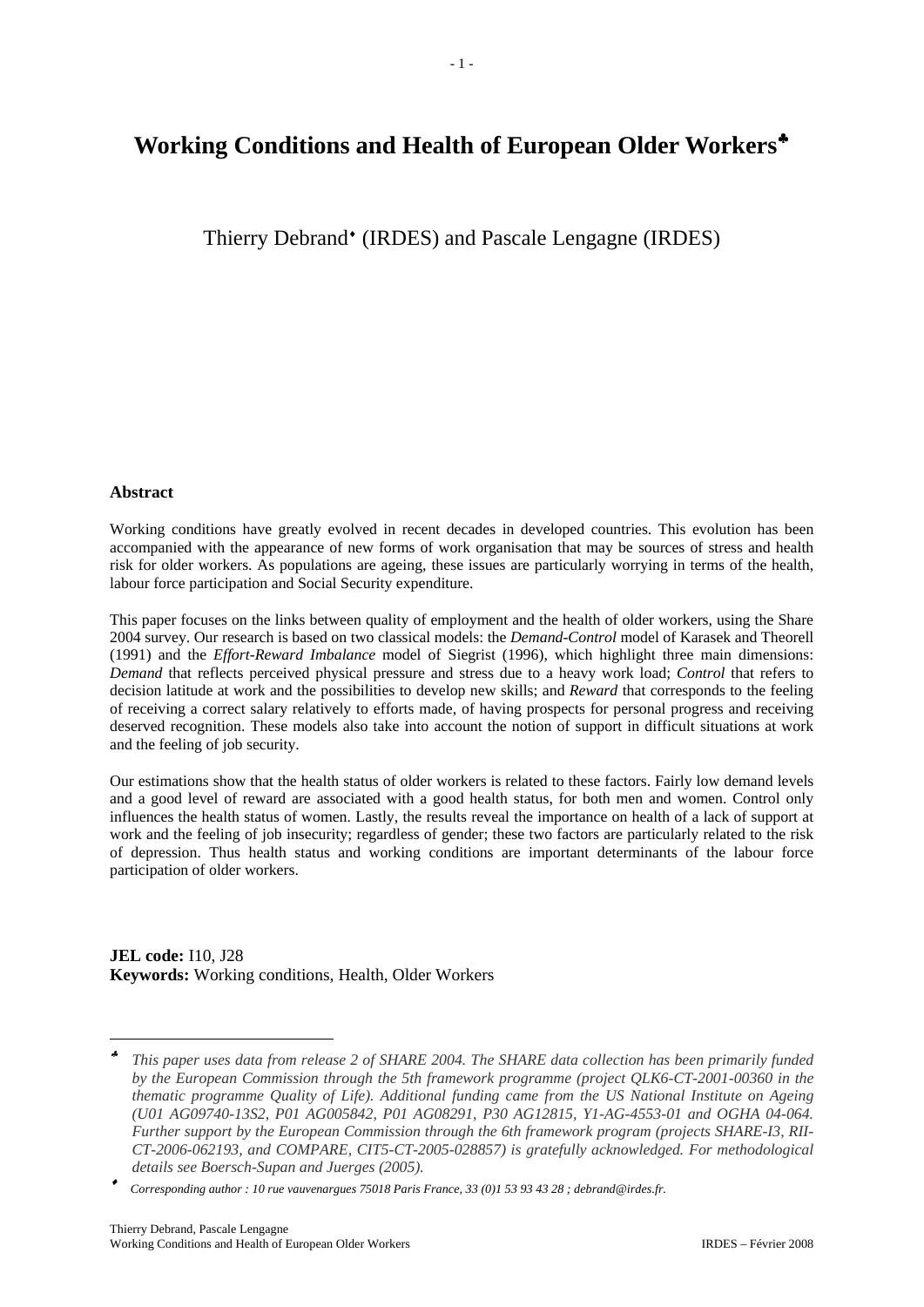# Working Conditions and Health of European Older Workers[♣]

Thierry Debrand[♦] (IRDES) and Pascale Lengagne (IRDES)

**Abstract**

Working conditions have greatly evolved in recent decades in developed countries. This evolution has been accompanied with the appearance of new forms of work organisation that may be sources of stress and health risk for older workers. As populations are ageing, these issues are particularly worrying in terms of the health, labour force participation and Social Security expenditure.

This paper focuses on the links between quality of employment and the health of older workers, using the Share 2004 survey. Our research is based on two classical models: the *Demand-Control* model of Karasek and Theorell (1991) and the *Effort-Reward Imbalance* model of Siegrist (1996), which highlight three main dimensions: *Demand* that reflects perceived physical pressure and stress due to a heavy work load; *Control* that refers to decision latitude at work and the possibilities to develop new skills; and *Reward* that corresponds to the feeling of receiving a correct salary relatively to efforts made, of having prospects for personal progress and receiving deserved recognition. These models also take into account the notion of support in difficult situations at work and the feeling of job security.

Our estimations show that the health status of older workers is related to these factors. Fairly low demand levels and a good level of reward are associated with a good health status, for both men and women. Control only influences the health status of women. Lastly, the results reveal the importance on health of a lack of support at work and the feeling of job insecurity; regardless of gender; these two factors are particularly related to the risk of depression. Thus health status and working conditions are important determinants of the labour force participation of older workers.

**JEL code:** I10, J28
**Keywords:** Working conditions, Health, Older Workers

---

[♣] *This paper uses data from release 2 of SHARE 2004. The SHARE data collection has been primarily funded by the European Commission through the 5th framework programme (project QLK6-CT-2001-00360 in the thematic programme Quality of Life). Additional funding came from the US National Institute on Ageing (U01 AG09740-13S2, P01 AG005842, P01 AG08291, P30 AG12815, Y1-AG-4553-01 and OGHA 04-064. Further support by the European Commission through the 6th framework program (projects SHARE-I3, RII-CT-2006-062193, and COMPARE, CIT5-CT-2005-028857) is gratefully acknowledged. For methodological details see Boersch-Supan and Juerges (2005).*

[♦] *Corresponding author : 10 rue vauvenargues 75018 Paris France, 33 (0)1 53 93 43 28 ; debrand@irdes.fr.*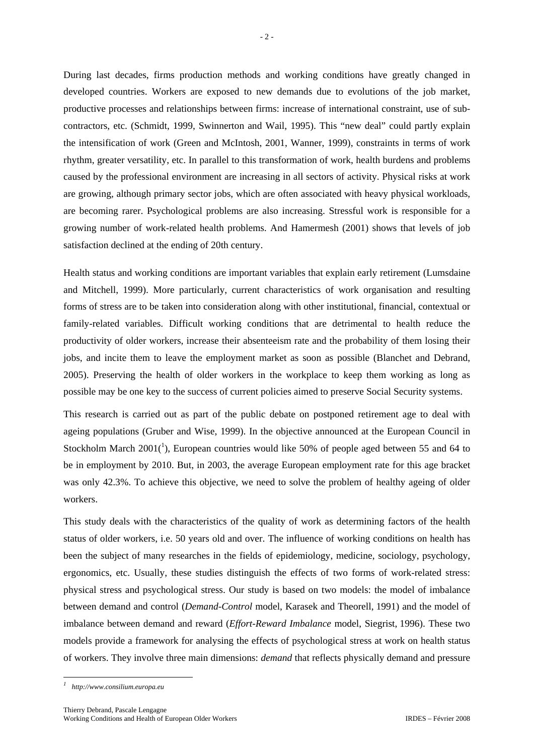During last decades, firms production methods and working conditions have greatly changed in developed countries. Workers are exposed to new demands due to evolutions of the job market, productive processes and relationships between firms: increase of international constraint, use of sub-contractors, etc. (Schmidt, 1999, Swinnerton and Wail, 1995). This "new deal" could partly explain the intensification of work (Green and McIntosh, 2001, Wanner, 1999), constraints in terms of work rhythm, greater versatility, etc. In parallel to this transformation of work, health burdens and problems caused by the professional environment are increasing in all sectors of activity. Physical risks at work are growing, although primary sector jobs, which are often associated with heavy physical workloads, are becoming rarer. Psychological problems are also increasing. Stressful work is responsible for a growing number of work-related health problems. And Hamermesh (2001) shows that levels of job satisfaction declined at the ending of 20th century.

Health status and working conditions are important variables that explain early retirement (Lumsdaine and Mitchell, 1999). More particularly, current characteristics of work organisation and resulting forms of stress are to be taken into consideration along with other institutional, financial, contextual or family-related variables. Difficult working conditions that are detrimental to health reduce the productivity of older workers, increase their absenteeism rate and the probability of them losing their jobs, and incite them to leave the employment market as soon as possible (Blanchet and Debrand, 2005). Preserving the health of older workers in the workplace to keep them working as long as possible may be one key to the success of current policies aimed to preserve Social Security systems.

This research is carried out as part of the public debate on postponed retirement age to deal with ageing populations (Gruber and Wise, 1999). In the objective announced at the European Council in Stockholm March 2001([1]), European countries would like 50% of people aged between 55 and 64 to be in employment by 2010. But, in 2003, the average European employment rate for this age bracket was only 42.3%. To achieve this objective, we need to solve the problem of healthy ageing of older workers.

This study deals with the characteristics of the quality of work as determining factors of the health status of older workers, i.e. 50 years old and over. The influence of working conditions on health has been the subject of many researches in the fields of epidemiology, medicine, sociology, psychology, ergonomics, etc. Usually, these studies distinguish the effects of two forms of work-related stress: physical stress and psychological stress. Our study is based on two models: the model of imbalance between demand and control (*Demand-Control* model, Karasek and Theorell, 1991) and the model of imbalance between demand and reward (*Effort-Reward Imbalance* model, Siegrist, 1996). These two models provide a framework for analysing the effects of psychological stress at work on health status of workers. They involve three main dimensions: *demand* that reflects physically demand and pressure

[1] *http://www.consilium.europa.eu*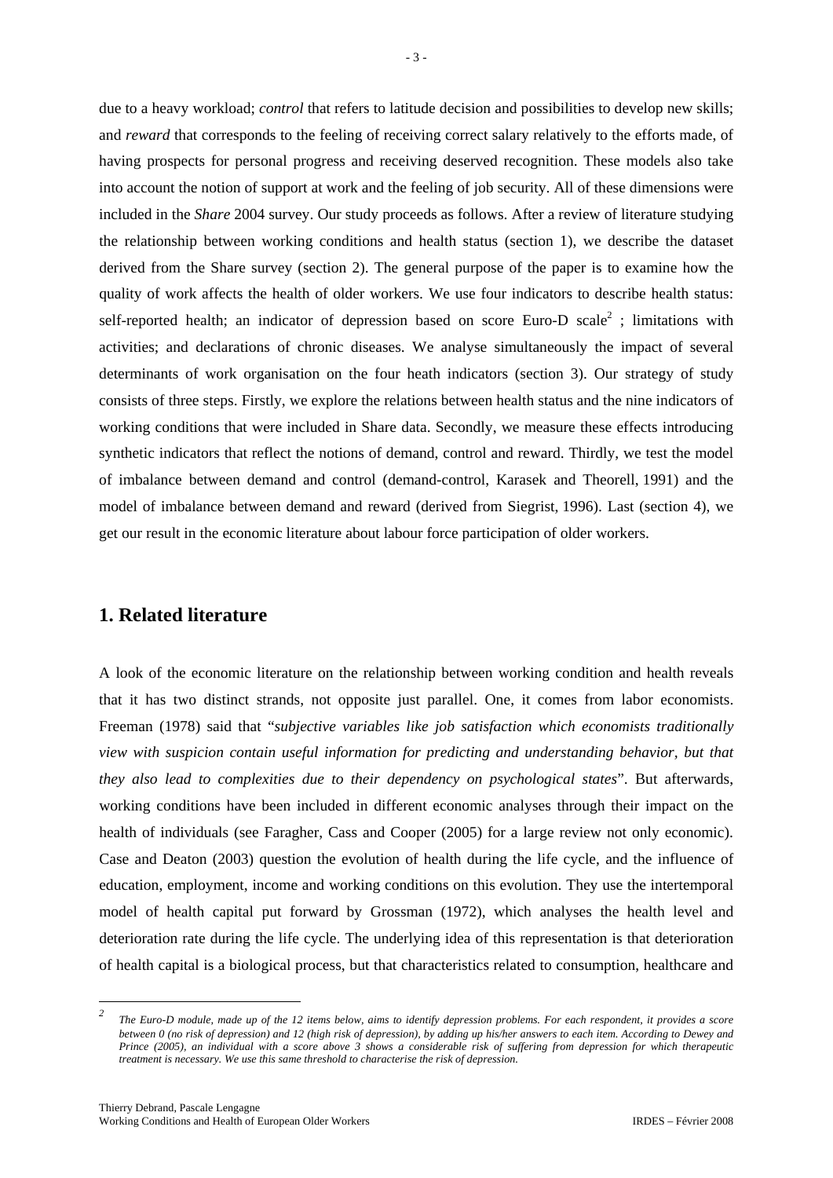due to a heavy workload; *control* that refers to latitude decision and possibilities to develop new skills; and *reward* that corresponds to the feeling of receiving correct salary relatively to the efforts made, of having prospects for personal progress and receiving deserved recognition. These models also take into account the notion of support at work and the feeling of job security. All of these dimensions were included in the *Share* 2004 survey. Our study proceeds as follows. After a review of literature studying the relationship between working conditions and health status (section 1), we describe the dataset derived from the Share survey (section 2). The general purpose of the paper is to examine how the quality of work affects the health of older workers. We use four indicators to describe health status: self-reported health; an indicator of depression based on score Euro-D scale[2] ; limitations with activities; and declarations of chronic diseases. We analyse simultaneously the impact of several determinants of work organisation on the four heath indicators (section 3). Our strategy of study consists of three steps. Firstly, we explore the relations between health status and the nine indicators of working conditions that were included in Share data. Secondly, we measure these effects introducing synthetic indicators that reflect the notions of demand, control and reward. Thirdly, we test the model of imbalance between demand and control (demand-control, Karasek and Theorell, 1991) and the model of imbalance between demand and reward (derived from Siegrist, 1996). Last (section 4), we get our result in the economic literature about labour force participation of older workers.

## 1. Related literature

A look of the economic literature on the relationship between working condition and health reveals that it has two distinct strands, not opposite just parallel. One, it comes from labor economists. Freeman (1978) said that "*subjective variables like job satisfaction which economists traditionally view with suspicion contain useful information for predicting and understanding behavior, but that they also lead to complexities due to their dependency on psychological states*". But afterwards, working conditions have been included in different economic analyses through their impact on the health of individuals (see Faragher, Cass and Cooper (2005) for a large review not only economic). Case and Deaton (2003) question the evolution of health during the life cycle, and the influence of education, employment, income and working conditions on this evolution. They use the intertemporal model of health capital put forward by Grossman (1972), which analyses the health level and deterioration rate during the life cycle. The underlying idea of this representation is that deterioration of health capital is a biological process, but that characteristics related to consumption, healthcare and

[2] *The Euro-D module, made up of the 12 items below, aims to identify depression problems. For each respondent, it provides a score between 0 (no risk of depression) and 12 (high risk of depression), by adding up his/her answers to each item. According to Dewey and Prince (2005), an individual with a score above 3 shows a considerable risk of suffering from depression for which therapeutic treatment is necessary. We use this same threshold to characterise the risk of depression.*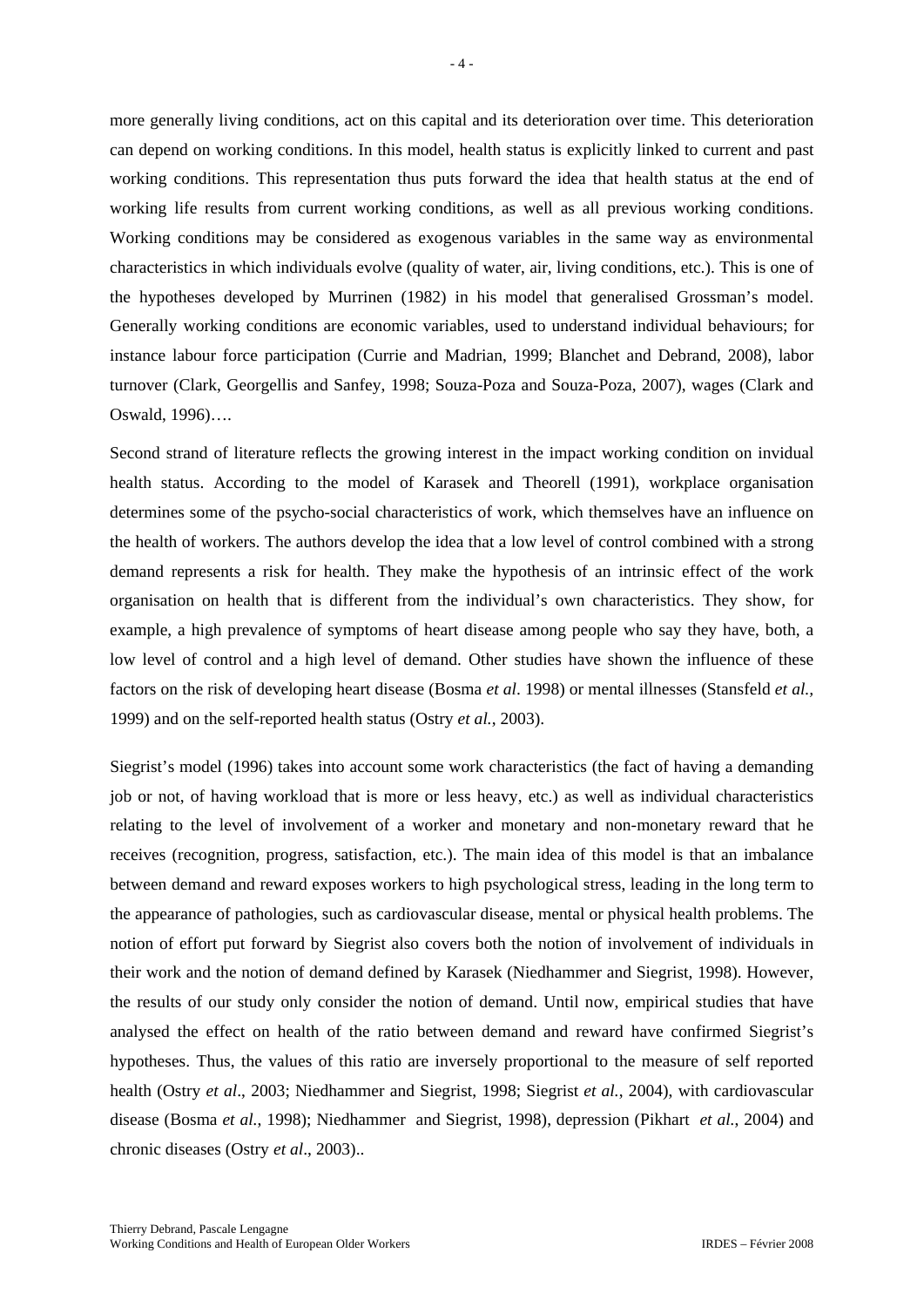more generally living conditions, act on this capital and its deterioration over time. This deterioration can depend on working conditions. In this model, health status is explicitly linked to current and past working conditions. This representation thus puts forward the idea that health status at the end of working life results from current working conditions, as well as all previous working conditions. Working conditions may be considered as exogenous variables in the same way as environmental characteristics in which individuals evolve (quality of water, air, living conditions, etc.). This is one of the hypotheses developed by Murrinen (1982) in his model that generalised Grossman's model. Generally working conditions are economic variables, used to understand individual behaviours; for instance labour force participation (Currie and Madrian, 1999; Blanchet and Debrand, 2008), labor turnover (Clark, Georgellis and Sanfey, 1998; Souza-Poza and Souza-Poza, 2007), wages (Clark and Oswald, 1996)….

Second strand of literature reflects the growing interest in the impact working condition on invidual health status. According to the model of Karasek and Theorell (1991), workplace organisation determines some of the psycho-social characteristics of work, which themselves have an influence on the health of workers. The authors develop the idea that a low level of control combined with a strong demand represents a risk for health. They make the hypothesis of an intrinsic effect of the work organisation on health that is different from the individual's own characteristics. They show, for example, a high prevalence of symptoms of heart disease among people who say they have, both, a low level of control and a high level of demand. Other studies have shown the influence of these factors on the risk of developing heart disease (Bosma *et al*. 1998) or mental illnesses (Stansfeld *et al.*, 1999) and on the self-reported health status (Ostry *et al.*, 2003).

Siegrist's model (1996) takes into account some work characteristics (the fact of having a demanding job or not, of having workload that is more or less heavy, etc.) as well as individual characteristics relating to the level of involvement of a worker and monetary and non-monetary reward that he receives (recognition, progress, satisfaction, etc.). The main idea of this model is that an imbalance between demand and reward exposes workers to high psychological stress, leading in the long term to the appearance of pathologies, such as cardiovascular disease, mental or physical health problems. The notion of effort put forward by Siegrist also covers both the notion of involvement of individuals in their work and the notion of demand defined by Karasek (Niedhammer and Siegrist, 1998). However, the results of our study only consider the notion of demand. Until now, empirical studies that have analysed the effect on health of the ratio between demand and reward have confirmed Siegrist's hypotheses. Thus, the values of this ratio are inversely proportional to the measure of self reported health (Ostry *et al*., 2003; Niedhammer and Siegrist, 1998; Siegrist *et al.*, 2004), with cardiovascular disease (Bosma *et al.*, 1998); Niedhammer and Siegrist, 1998), depression (Pikhart *et al.*, 2004) and chronic diseases (Ostry *et al*., 2003)..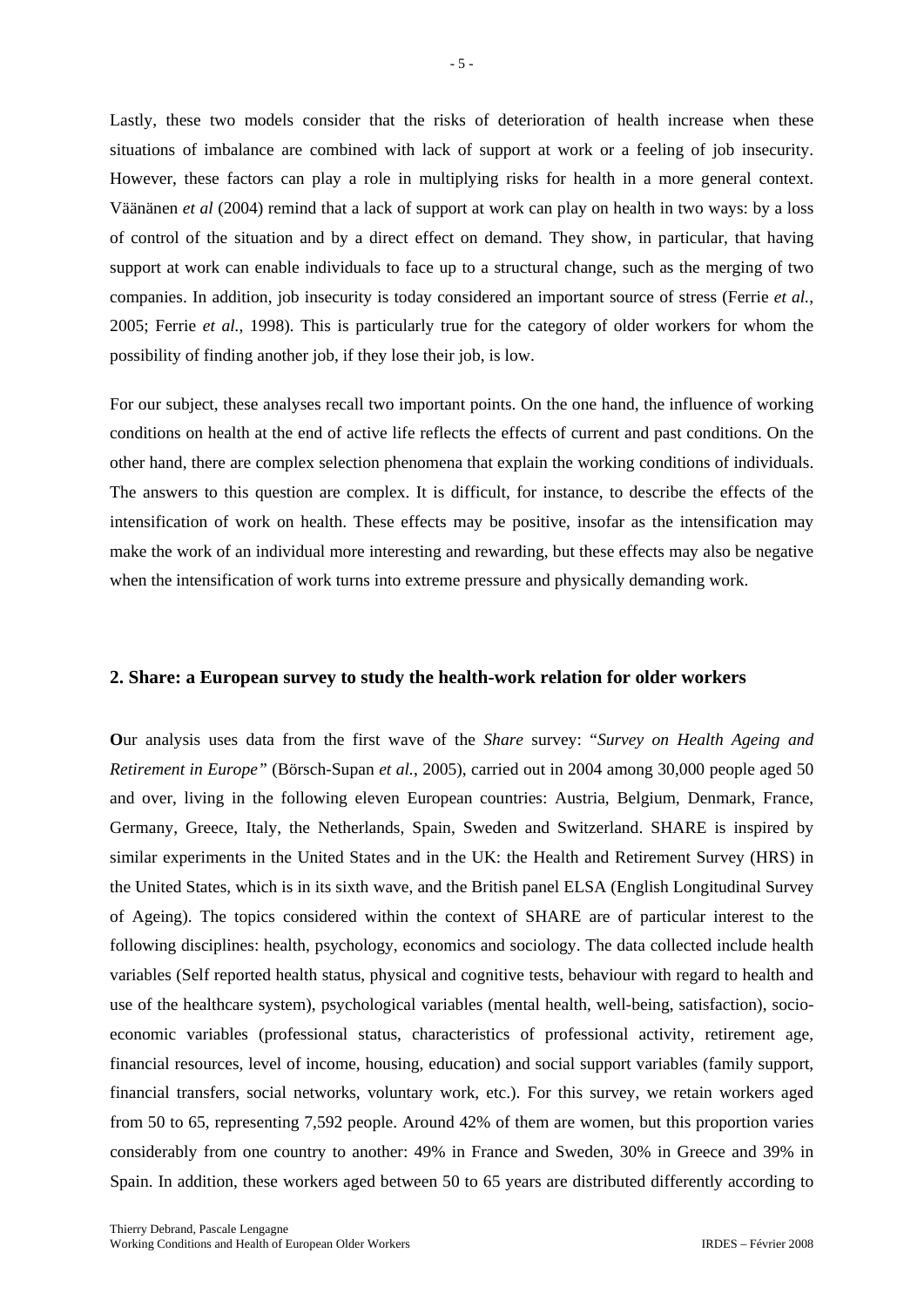Lastly, these two models consider that the risks of deterioration of health increase when these situations of imbalance are combined with lack of support at work or a feeling of job insecurity. However, these factors can play a role in multiplying risks for health in a more general context. Väänänen *et al* (2004) remind that a lack of support at work can play on health in two ways: by a loss of control of the situation and by a direct effect on demand. They show, in particular, that having support at work can enable individuals to face up to a structural change, such as the merging of two companies. In addition, job insecurity is today considered an important source of stress (Ferrie *et al.*, 2005; Ferrie *et al.*, 1998). This is particularly true for the category of older workers for whom the possibility of finding another job, if they lose their job, is low.

For our subject, these analyses recall two important points. On the one hand, the influence of working conditions on health at the end of active life reflects the effects of current and past conditions. On the other hand, there are complex selection phenomena that explain the working conditions of individuals. The answers to this question are complex. It is difficult, for instance, to describe the effects of the intensification of work on health. These effects may be positive, insofar as the intensification may make the work of an individual more interesting and rewarding, but these effects may also be negative when the intensification of work turns into extreme pressure and physically demanding work.

## 2. Share: a European survey to study the health-work relation for older workers

**O**ur analysis uses data from the first wave of the *Share* survey: "*Survey on Health Ageing and Retirement in Europe"* (Börsch-Supan *et al.*, 2005), carried out in 2004 among 30,000 people aged 50 and over, living in the following eleven European countries: Austria, Belgium, Denmark, France, Germany, Greece, Italy, the Netherlands, Spain, Sweden and Switzerland. SHARE is inspired by similar experiments in the United States and in the UK: the Health and Retirement Survey (HRS) in the United States, which is in its sixth wave, and the British panel ELSA (English Longitudinal Survey of Ageing). The topics considered within the context of SHARE are of particular interest to the following disciplines: health, psychology, economics and sociology. The data collected include health variables (Self reported health status, physical and cognitive tests, behaviour with regard to health and use of the healthcare system), psychological variables (mental health, well-being, satisfaction), socio-economic variables (professional status, characteristics of professional activity, retirement age, financial resources, level of income, housing, education) and social support variables (family support, financial transfers, social networks, voluntary work, etc.). For this survey, we retain workers aged from 50 to 65, representing 7,592 people. Around 42% of them are women, but this proportion varies considerably from one country to another: 49% in France and Sweden, 30% in Greece and 39% in Spain. In addition, these workers aged between 50 to 65 years are distributed differently according to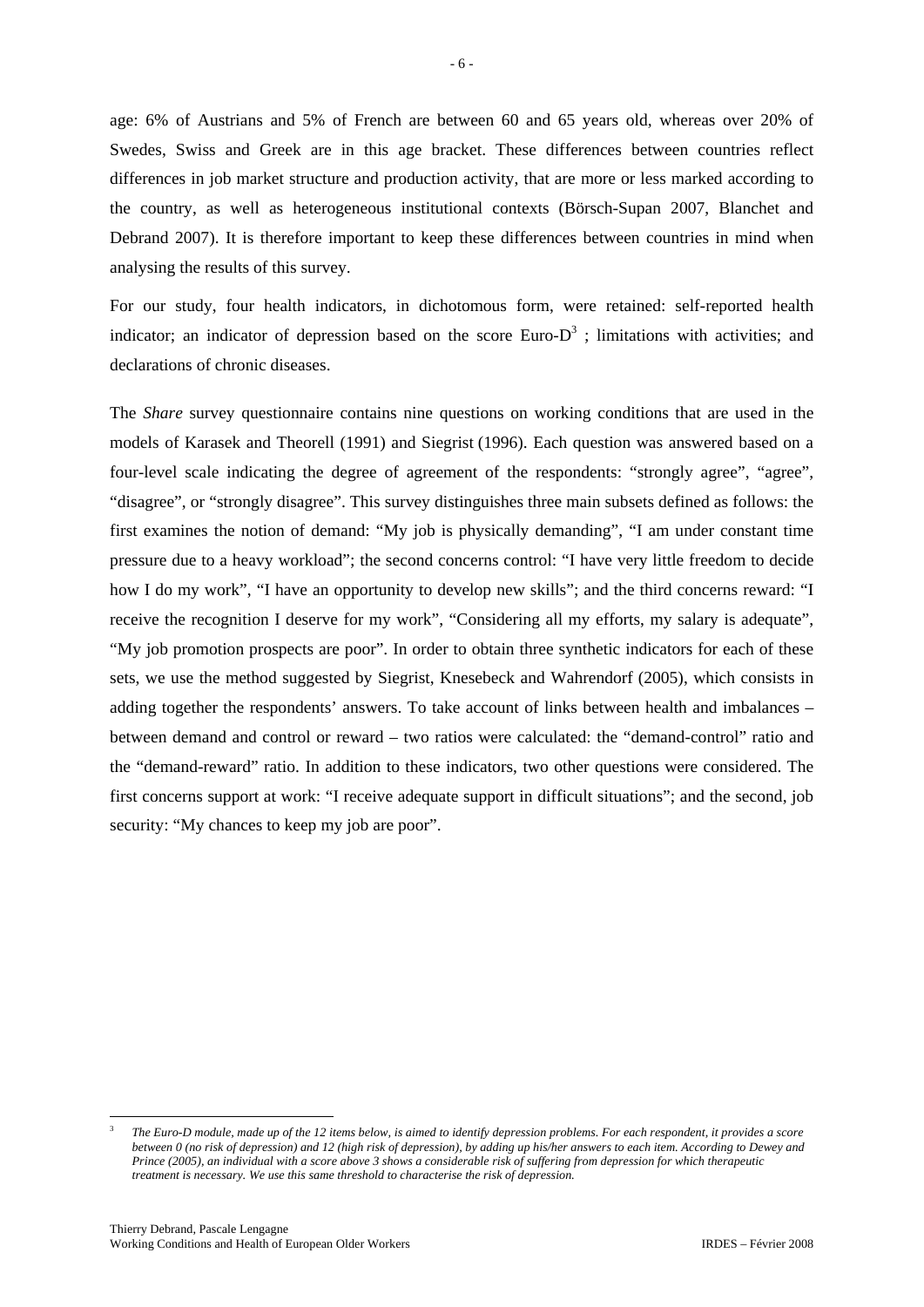age: 6% of Austrians and 5% of French are between 60 and 65 years old, whereas over 20% of Swedes, Swiss and Greek are in this age bracket. These differences between countries reflect differences in job market structure and production activity, that are more or less marked according to the country, as well as heterogeneous institutional contexts (Börsch-Supan 2007, Blanchet and Debrand 2007). It is therefore important to keep these differences between countries in mind when analysing the results of this survey.

For our study, four health indicators, in dichotomous form, were retained: self-reported health indicator; an indicator of depression based on the score Euro-D[3] ; limitations with activities; and declarations of chronic diseases.

The *Share* survey questionnaire contains nine questions on working conditions that are used in the models of Karasek and Theorell (1991) and Siegrist (1996). Each question was answered based on a four-level scale indicating the degree of agreement of the respondents: "strongly agree", "agree", "disagree", or "strongly disagree". This survey distinguishes three main subsets defined as follows: the first examines the notion of demand: "My job is physically demanding", "I am under constant time pressure due to a heavy workload"; the second concerns control: "I have very little freedom to decide how I do my work", "I have an opportunity to develop new skills"; and the third concerns reward: "I receive the recognition I deserve for my work", "Considering all my efforts, my salary is adequate", "My job promotion prospects are poor". In order to obtain three synthetic indicators for each of these sets, we use the method suggested by Siegrist, Knesebeck and Wahrendorf (2005), which consists in adding together the respondents' answers. To take account of links between health and imbalances – between demand and control or reward – two ratios were calculated: the "demand-control" ratio and the "demand-reward" ratio. In addition to these indicators, two other questions were considered. The first concerns support at work: "I receive adequate support in difficult situations"; and the second, job security: "My chances to keep my job are poor".

[3] *The Euro-D module, made up of the 12 items below, is aimed to identify depression problems. For each respondent, it provides a score between 0 (no risk of depression) and 12 (high risk of depression), by adding up his/her answers to each item. According to Dewey and Prince (2005), an individual with a score above 3 shows a considerable risk of suffering from depression for which therapeutic treatment is necessary. We use this same threshold to characterise the risk of depression.*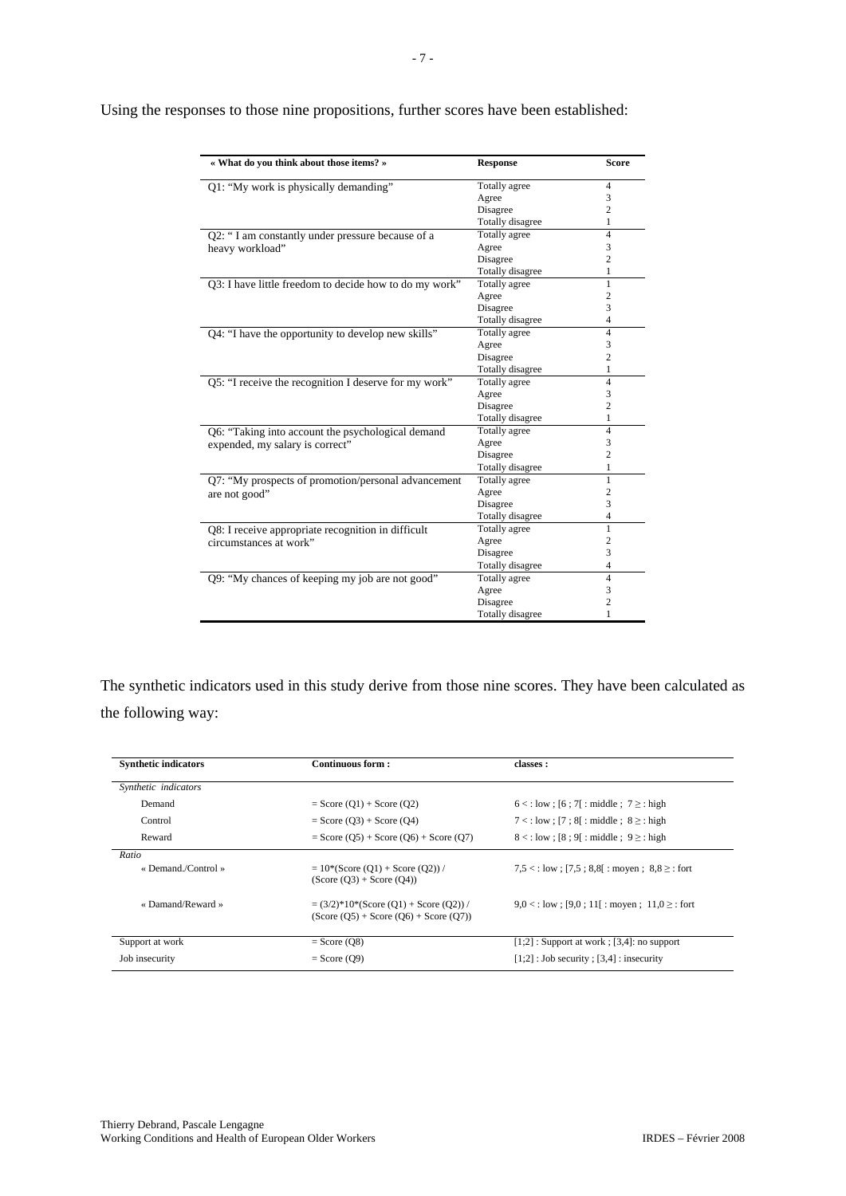Using the responses to those nine propositions, further scores have been established:

| « What do you think about those items? » | Response | Score |
|---|---|---|
| Q1: "My work is physically demanding" | Totally agree | 4 |
| | Agree | 3 |
| | Disagree | 2 |
| | Totally disagree | 1 |
| Q2: " I am constantly under pressure because of a heavy workload" | Totally agree | 4 |
| | Agree | 3 |
| | Disagree | 2 |
| | Totally disagree | 1 |
| Q3: I have little freedom to decide how to do my work" | Totally agree | 1 |
| | Agree | 2 |
| | Disagree | 3 |
| | Totally disagree | 4 |
| Q4: "I have the opportunity to develop new skills" | Totally agree | 4 |
| | Agree | 3 |
| | Disagree | 2 |
| | Totally disagree | 1 |
| Q5: "I receive the recognition I deserve for my work" | Totally agree | 4 |
| | Agree | 3 |
| | Disagree | 2 |
| | Totally disagree | 1 |
| Q6: "Taking into account the psychological demand expended, my salary is correct" | Totally agree | 4 |
| | Agree | 3 |
| | Disagree | 2 |
| | Totally disagree | 1 |
| Q7: "My prospects of promotion/personal advancement are not good" | Totally agree | 1 |
| | Agree | 2 |
| | Disagree | 3 |
| | Totally disagree | 4 |
| Q8: I receive appropriate recognition in difficult circumstances at work" | Totally agree | 1 |
| | Agree | 2 |
| | Disagree | 3 |
| | Totally disagree | 4 |
| Q9: "My chances of keeping my job are not good" | Totally agree | 4 |
| | Agree | 3 |
| | Disagree | 2 |
| | Totally disagree | 1 |

The synthetic indicators used in this study derive from those nine scores. They have been calculated as the following way:

| Synthetic indicators | Continuous form : | classes : |
|---|---|---|
| *Synthetic indicators* | | |
| Demand | = Score (Q1) + Score (Q2) | 6 < : low ; [6 ; 7[ : middle ; 7 ≥ : high |
| Control | = Score (Q3) + Score (Q4) | 7 < : low ; [7 ; 8[ : middle ; 8 ≥ : high |
| Reward | = Score (Q5) + Score (Q6) + Score (Q7) | 8 < : low ; [8 ; 9[ : middle ; 9 ≥ : high |
| *Ratio* | | |
| « Demand./Control » | = 10*(Score (Q1) + Score (Q2)) / (Score (Q3) + Score (Q4)) | 7,5 < : low ; [7,5 ; 8,8[ : moyen ; 8,8 ≥ : fort |
| « Damand/Reward » | = (3/2)*10*(Score (Q1) + Score (Q2)) / (Score (Q5) + Score (Q6) + Score (Q7)) | 9,0 < : low ; [9,0 ; 11[ : moyen ; 11,0 ≥ : fort |
| Support at work | = Score (Q8) | [1;2] : Support at work ; [3,4]: no support |
| Job insecurity | = Score (Q9) | [1;2] : Job security ; [3,4] : insecurity |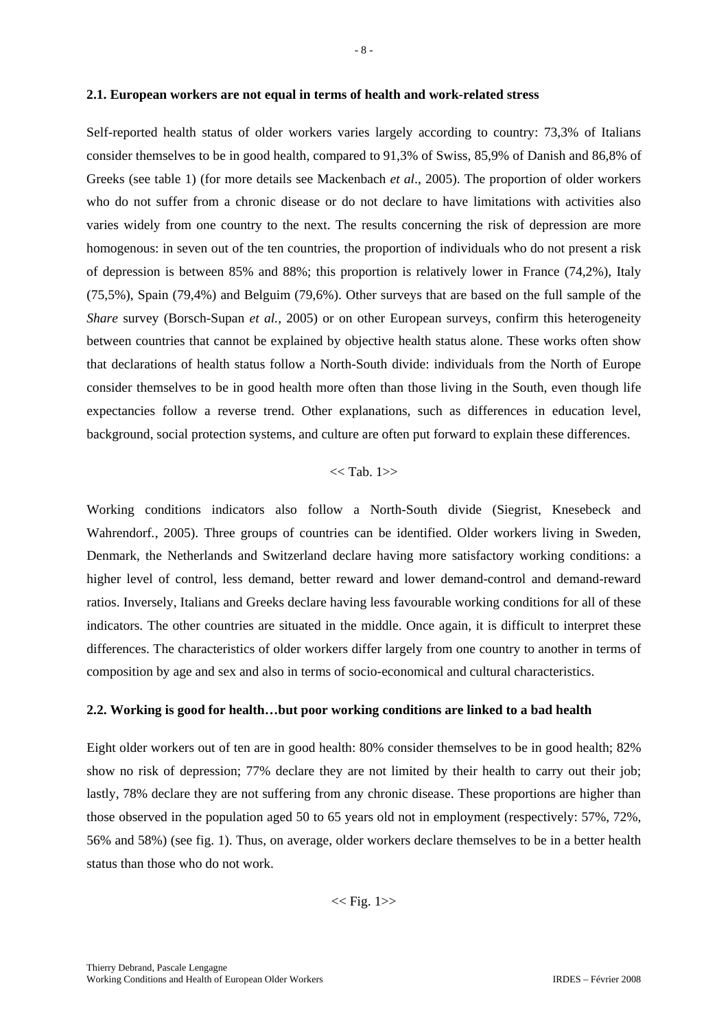## 2.1. European workers are not equal in terms of health and work-related stress

Self-reported health status of older workers varies largely according to country: 73,3% of Italians consider themselves to be in good health, compared to 91,3% of Swiss, 85,9% of Danish and 86,8% of Greeks (see table 1) (for more details see Mackenbach *et al*., 2005). The proportion of older workers who do not suffer from a chronic disease or do not declare to have limitations with activities also varies widely from one country to the next. The results concerning the risk of depression are more homogenous: in seven out of the ten countries, the proportion of individuals who do not present a risk of depression is between 85% and 88%; this proportion is relatively lower in France (74,2%), Italy (75,5%), Spain (79,4%) and Belguim (79,6%). Other surveys that are based on the full sample of the *Share* survey (Borsch-Supan *et al.*, 2005) or on other European surveys, confirm this heterogeneity between countries that cannot be explained by objective health status alone. These works often show that declarations of health status follow a North-South divide: individuals from the North of Europe consider themselves to be in good health more often than those living in the South, even though life expectancies follow a reverse trend. Other explanations, such as differences in education level, background, social protection systems, and culture are often put forward to explain these differences.

<< Tab. 1>>

Working conditions indicators also follow a North-South divide (Siegrist, Knesebeck and Wahrendorf., 2005). Three groups of countries can be identified. Older workers living in Sweden, Denmark, the Netherlands and Switzerland declare having more satisfactory working conditions: a higher level of control, less demand, better reward and lower demand-control and demand-reward ratios. Inversely, Italians and Greeks declare having less favourable working conditions for all of these indicators. The other countries are situated in the middle. Once again, it is difficult to interpret these differences. The characteristics of older workers differ largely from one country to another in terms of composition by age and sex and also in terms of socio-economical and cultural characteristics.

## 2.2. Working is good for health…but poor working conditions are linked to a bad health

Eight older workers out of ten are in good health: 80% consider themselves to be in good health; 82% show no risk of depression; 77% declare they are not limited by their health to carry out their job; lastly, 78% declare they are not suffering from any chronic disease. These proportions are higher than those observed in the population aged 50 to 65 years old not in employment (respectively: 57%, 72%, 56% and 58%) (see fig. 1). Thus, on average, older workers declare themselves to be in a better health status than those who do not work.

<< Fig. 1>>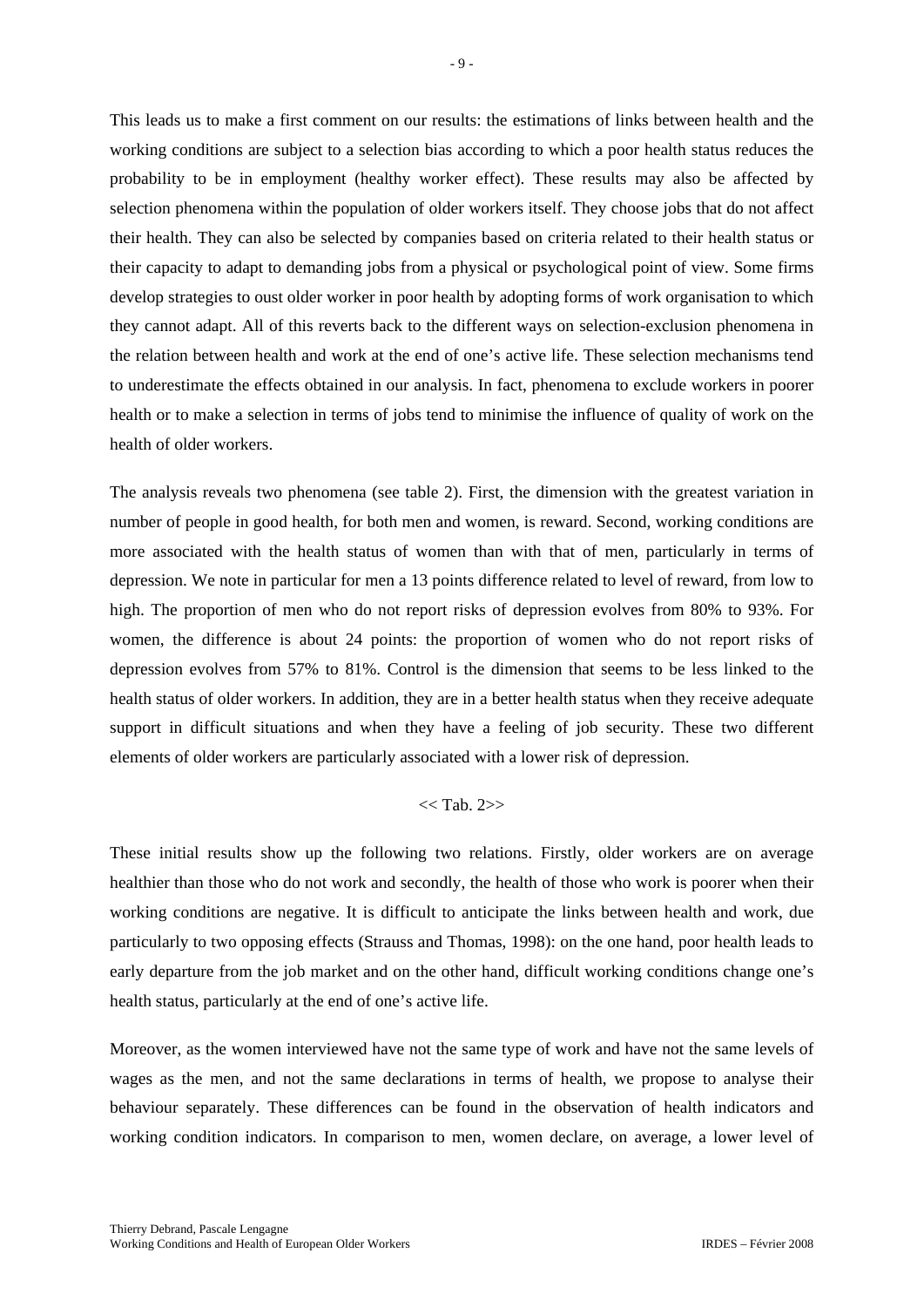This leads us to make a first comment on our results: the estimations of links between health and the working conditions are subject to a selection bias according to which a poor health status reduces the probability to be in employment (healthy worker effect). These results may also be affected by selection phenomena within the population of older workers itself. They choose jobs that do not affect their health. They can also be selected by companies based on criteria related to their health status or their capacity to adapt to demanding jobs from a physical or psychological point of view. Some firms develop strategies to oust older worker in poor health by adopting forms of work organisation to which they cannot adapt. All of this reverts back to the different ways on selection-exclusion phenomena in the relation between health and work at the end of one's active life. These selection mechanisms tend to underestimate the effects obtained in our analysis. In fact, phenomena to exclude workers in poorer health or to make a selection in terms of jobs tend to minimise the influence of quality of work on the health of older workers.

The analysis reveals two phenomena (see table 2). First, the dimension with the greatest variation in number of people in good health, for both men and women, is reward. Second, working conditions are more associated with the health status of women than with that of men, particularly in terms of depression. We note in particular for men a 13 points difference related to level of reward, from low to high. The proportion of men who do not report risks of depression evolves from 80% to 93%. For women, the difference is about 24 points: the proportion of women who do not report risks of depression evolves from 57% to 81%. Control is the dimension that seems to be less linked to the health status of older workers. In addition, they are in a better health status when they receive adequate support in difficult situations and when they have a feeling of job security. These two different elements of older workers are particularly associated with a lower risk of depression.

<< Tab. 2>>

These initial results show up the following two relations. Firstly, older workers are on average healthier than those who do not work and secondly, the health of those who work is poorer when their working conditions are negative. It is difficult to anticipate the links between health and work, due particularly to two opposing effects (Strauss and Thomas, 1998): on the one hand, poor health leads to early departure from the job market and on the other hand, difficult working conditions change one's health status, particularly at the end of one's active life.

Moreover, as the women interviewed have not the same type of work and have not the same levels of wages as the men, and not the same declarations in terms of health, we propose to analyse their behaviour separately. These differences can be found in the observation of health indicators and working condition indicators. In comparison to men, women declare, on average, a lower level of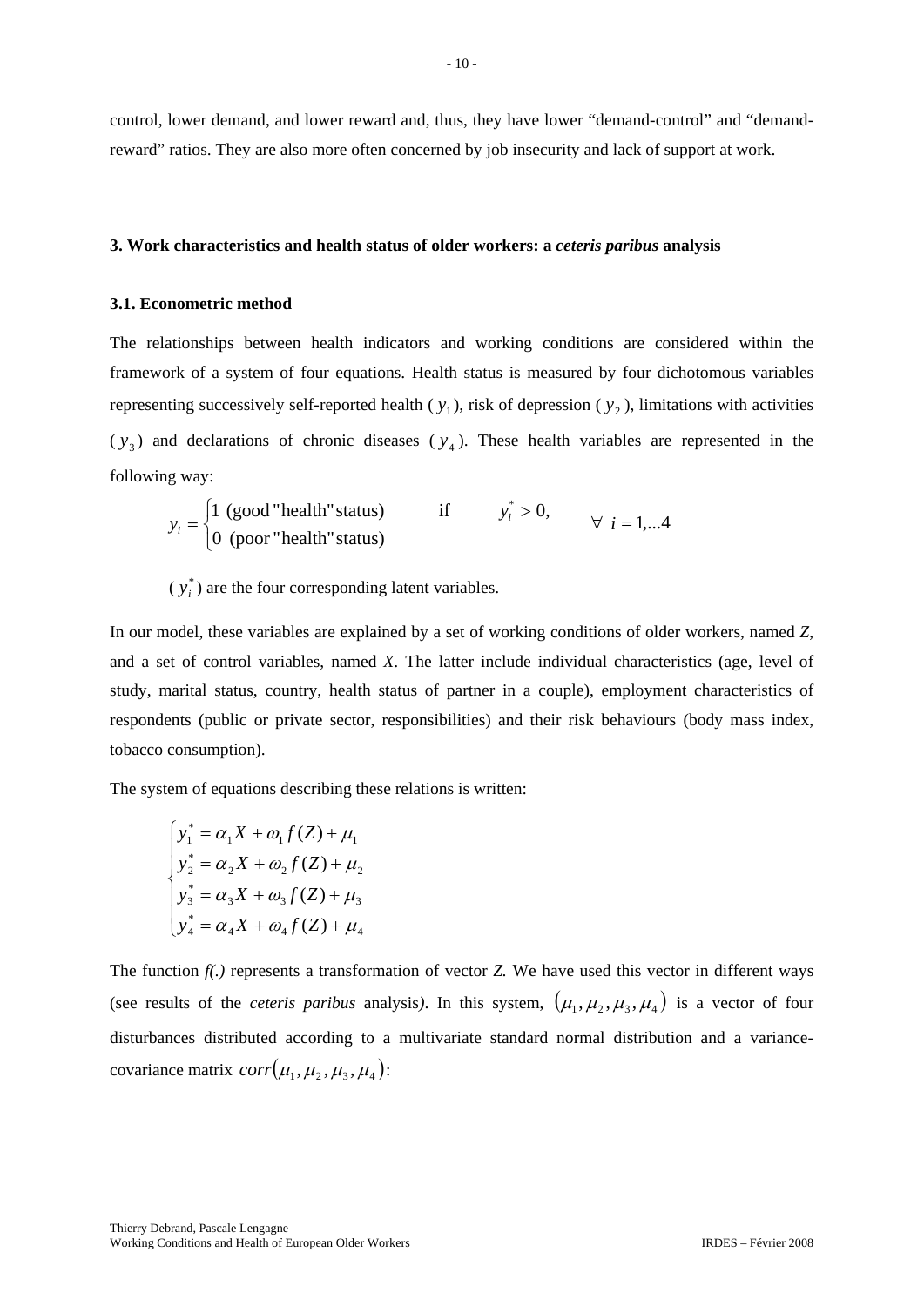control, lower demand, and lower reward and, thus, they have lower "demand-control" and "demand-reward" ratios. They are also more often concerned by job insecurity and lack of support at work.

## 3. Work characteristics and health status of older workers: a *ceteris paribus* analysis

### 3.1. Econometric method

The relationships between health indicators and working conditions are considered within the framework of a system of four equations. Health status is measured by four dichotomous variables representing successively self-reported health ($y_1$), risk of depression ($y_2$), limitations with activities ($y_3$) and declarations of chronic diseases ($y_4$). These health variables are represented in the following way:

$$y_i = \begin{cases} 1 \text{ (good "health" status)} & \text{if} \quad y_i^* > 0, \\ 0 \text{ (poor "health" status)} & \end{cases} \qquad \forall \ i = 1,...4$$

($y_i^*$) are the four corresponding latent variables.

In our model, these variables are explained by a set of working conditions of older workers, named *Z*, and a set of control variables, named *X*. The latter include individual characteristics (age, level of study, marital status, country, health status of partner in a couple), employment characteristics of respondents (public or private sector, responsibilities) and their risk behaviours (body mass index, tobacco consumption).

The system of equations describing these relations is written:

$$\begin{cases} y_1^* = \alpha_1 X + \omega_1 f(Z) + \mu_1 \\ y_2^* = \alpha_2 X + \omega_2 f(Z) + \mu_2 \\ y_3^* = \alpha_3 X + \omega_3 f(Z) + \mu_3 \\ y_4^* = \alpha_4 X + \omega_4 f(Z) + \mu_4 \end{cases}$$

The function *f(.)* represents a transformation of vector *Z.* We have used this vector in different ways (see results of the *ceteris paribus* analysis*)*. In this system, $(\mu_1, \mu_2, \mu_3, \mu_4)$ is a vector of four disturbances distributed according to a multivariate standard normal distribution and a variance-covariance matrix $corr(\mu_1, \mu_2, \mu_3, \mu_4)$: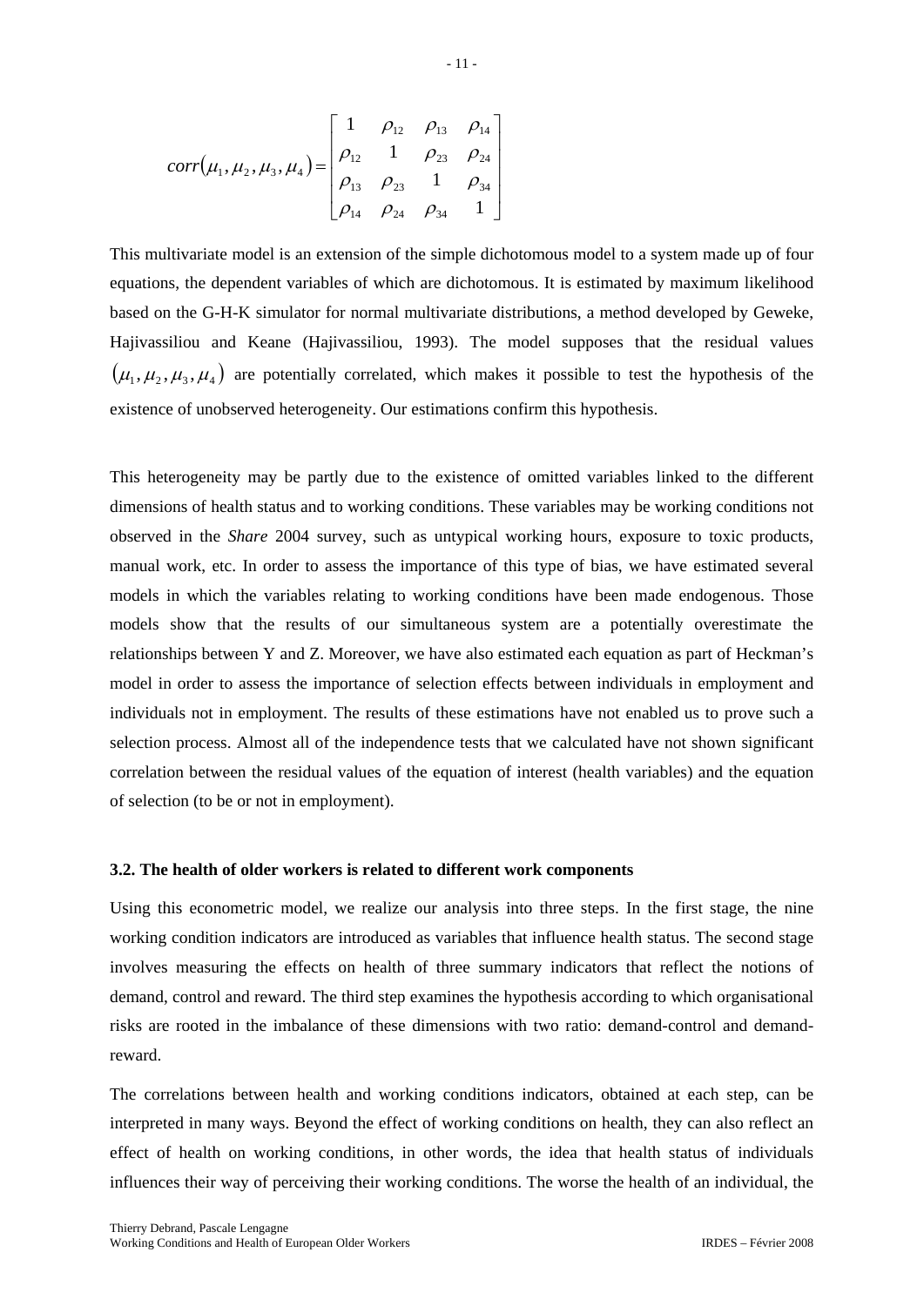$$corr(\mu_1, \mu_2, \mu_3, \mu_4) = \begin{bmatrix} 1 & \rho_{12} & \rho_{13} & \rho_{14} \\ \rho_{12} & 1 & \rho_{23} & \rho_{24} \\ \rho_{13} & \rho_{23} & 1 & \rho_{34} \\ \rho_{14} & \rho_{24} & \rho_{34} & 1 \end{bmatrix}$$

This multivariate model is an extension of the simple dichotomous model to a system made up of four equations, the dependent variables of which are dichotomous. It is estimated by maximum likelihood based on the G-H-K simulator for normal multivariate distributions, a method developed by Geweke, Hajivassiliou and Keane (Hajivassiliou, 1993). The model supposes that the residual values $(\mu_1, \mu_2, \mu_3, \mu_4)$ are potentially correlated, which makes it possible to test the hypothesis of the existence of unobserved heterogeneity. Our estimations confirm this hypothesis.

This heterogeneity may be partly due to the existence of omitted variables linked to the different dimensions of health status and to working conditions. These variables may be working conditions not observed in the *Share* 2004 survey, such as untypical working hours, exposure to toxic products, manual work, etc. In order to assess the importance of this type of bias, we have estimated several models in which the variables relating to working conditions have been made endogenous. Those models show that the results of our simultaneous system are a potentially overestimate the relationships between Y and Z. Moreover, we have also estimated each equation as part of Heckman's model in order to assess the importance of selection effects between individuals in employment and individuals not in employment. The results of these estimations have not enabled us to prove such a selection process. Almost all of the independence tests that we calculated have not shown significant correlation between the residual values of the equation of interest (health variables) and the equation of selection (to be or not in employment).

### 3.2. The health of older workers is related to different work components

Using this econometric model, we realize our analysis into three steps. In the first stage, the nine working condition indicators are introduced as variables that influence health status. The second stage involves measuring the effects on health of three summary indicators that reflect the notions of demand, control and reward. The third step examines the hypothesis according to which organisational risks are rooted in the imbalance of these dimensions with two ratio: demand-control and demand-reward.

The correlations between health and working conditions indicators, obtained at each step, can be interpreted in many ways. Beyond the effect of working conditions on health, they can also reflect an effect of health on working conditions, in other words, the idea that health status of individuals influences their way of perceiving their working conditions. The worse the health of an individual, the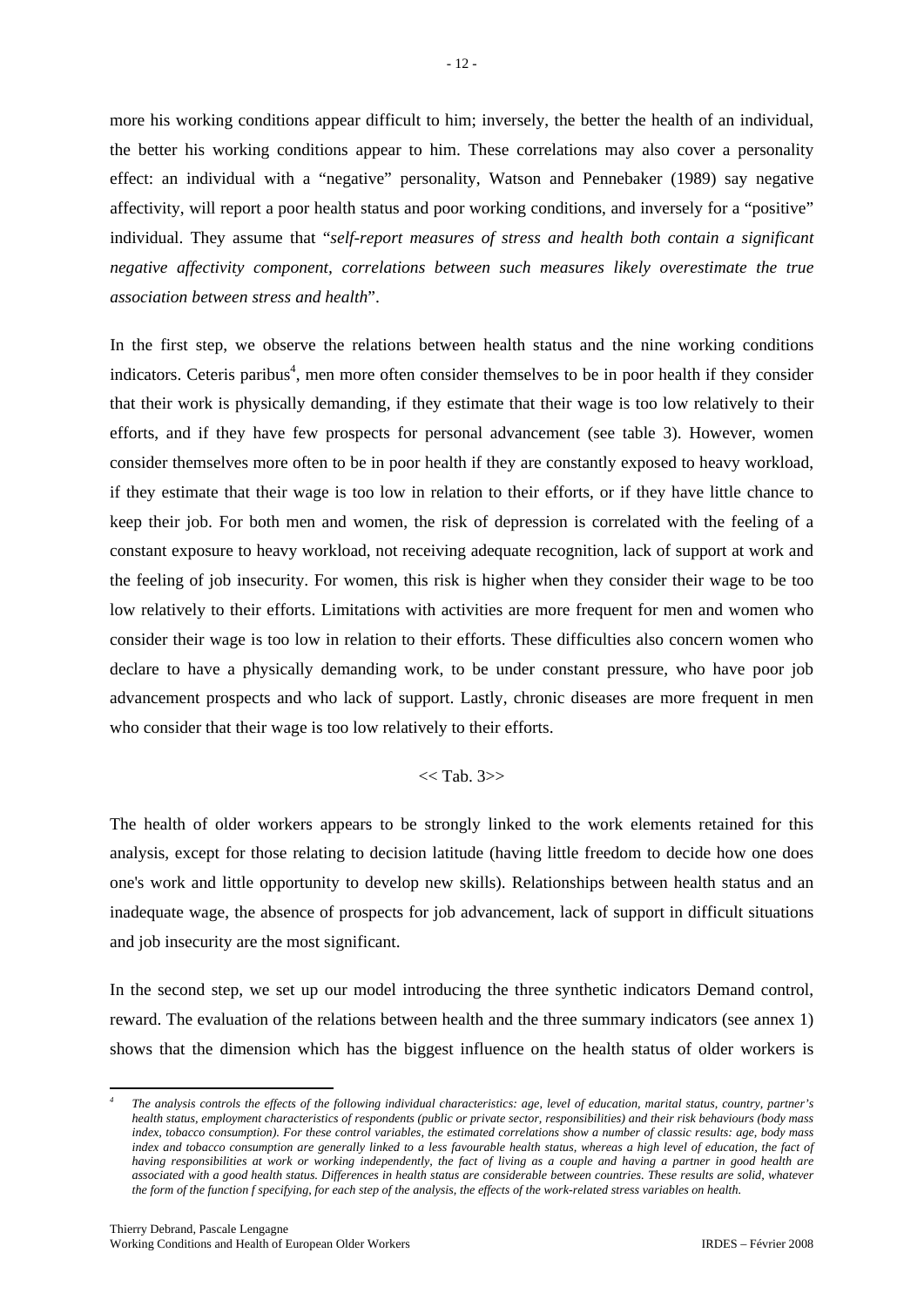more his working conditions appear difficult to him; inversely, the better the health of an individual, the better his working conditions appear to him. These correlations may also cover a personality effect: an individual with a "negative" personality, Watson and Pennebaker (1989) say negative affectivity, will report a poor health status and poor working conditions, and inversely for a "positive" individual. They assume that "*self-report measures of stress and health both contain a significant negative affectivity component, correlations between such measures likely overestimate the true association between stress and health*".

In the first step, we observe the relations between health status and the nine working conditions indicators. Ceteris paribus[4], men more often consider themselves to be in poor health if they consider that their work is physically demanding, if they estimate that their wage is too low relatively to their efforts, and if they have few prospects for personal advancement (see table 3). However, women consider themselves more often to be in poor health if they are constantly exposed to heavy workload, if they estimate that their wage is too low in relation to their efforts, or if they have little chance to keep their job. For both men and women, the risk of depression is correlated with the feeling of a constant exposure to heavy workload, not receiving adequate recognition, lack of support at work and the feeling of job insecurity. For women, this risk is higher when they consider their wage to be too low relatively to their efforts. Limitations with activities are more frequent for men and women who consider their wage is too low in relation to their efforts. These difficulties also concern women who declare to have a physically demanding work, to be under constant pressure, who have poor job advancement prospects and who lack of support. Lastly, chronic diseases are more frequent in men who consider that their wage is too low relatively to their efforts.

<< Tab. 3>>

The health of older workers appears to be strongly linked to the work elements retained for this analysis, except for those relating to decision latitude (having little freedom to decide how one does one's work and little opportunity to develop new skills). Relationships between health status and an inadequate wage, the absence of prospects for job advancement, lack of support in difficult situations and job insecurity are the most significant.

In the second step, we set up our model introducing the three synthetic indicators Demand control, reward. The evaluation of the relations between health and the three summary indicators (see annex 1) shows that the dimension which has the biggest influence on the health status of older workers is

[4] *The analysis controls the effects of the following individual characteristics: age, level of education, marital status, country, partner's health status, employment characteristics of respondents (public or private sector, responsibilities) and their risk behaviours (body mass index, tobacco consumption). For these control variables, the estimated correlations show a number of classic results: age, body mass index and tobacco consumption are generally linked to a less favourable health status, whereas a high level of education, the fact of having responsibilities at work or working independently, the fact of living as a couple and having a partner in good health are associated with a good health status. Differences in health status are considerable between countries. These results are solid, whatever the form of the function f specifying, for each step of the analysis, the effects of the work-related stress variables on health.*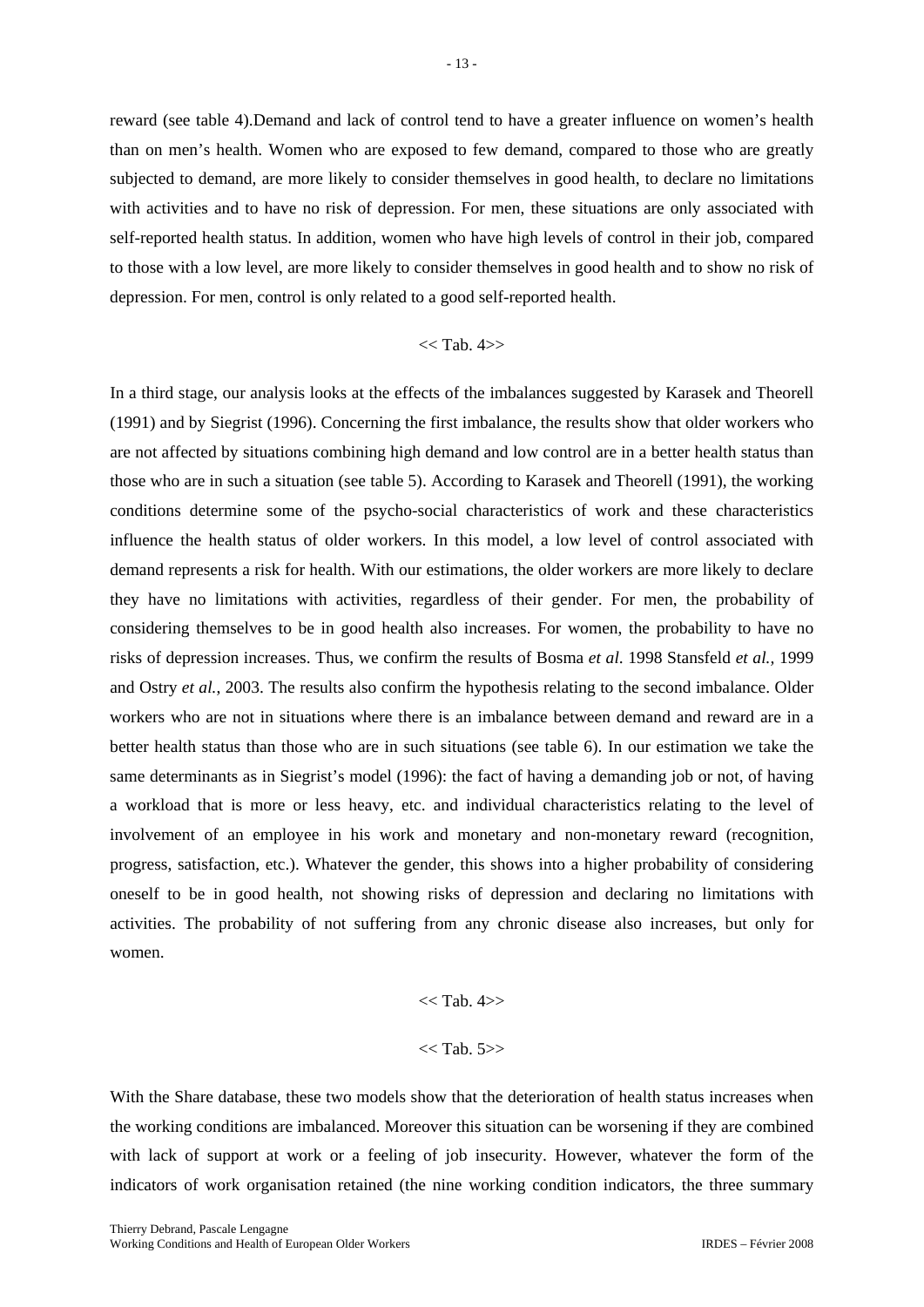reward (see table 4).Demand and lack of control tend to have a greater influence on women's health than on men's health. Women who are exposed to few demand, compared to those who are greatly subjected to demand, are more likely to consider themselves in good health, to declare no limitations with activities and to have no risk of depression. For men, these situations are only associated with self-reported health status. In addition, women who have high levels of control in their job, compared to those with a low level, are more likely to consider themselves in good health and to show no risk of depression. For men, control is only related to a good self-reported health.

<< Tab. 4>>

In a third stage, our analysis looks at the effects of the imbalances suggested by Karasek and Theorell (1991) and by Siegrist (1996). Concerning the first imbalance, the results show that older workers who are not affected by situations combining high demand and low control are in a better health status than those who are in such a situation (see table 5). According to Karasek and Theorell (1991), the working conditions determine some of the psycho-social characteristics of work and these characteristics influence the health status of older workers. In this model, a low level of control associated with demand represents a risk for health. With our estimations, the older workers are more likely to declare they have no limitations with activities, regardless of their gender. For men, the probability of considering themselves to be in good health also increases. For women, the probability to have no risks of depression increases. Thus, we confirm the results of Bosma *et al.* 1998 Stansfeld *et al.,* 1999 and Ostry *et al.*, 2003. The results also confirm the hypothesis relating to the second imbalance. Older workers who are not in situations where there is an imbalance between demand and reward are in a better health status than those who are in such situations (see table 6). In our estimation we take the same determinants as in Siegrist's model (1996): the fact of having a demanding job or not, of having a workload that is more or less heavy, etc. and individual characteristics relating to the level of involvement of an employee in his work and monetary and non-monetary reward (recognition, progress, satisfaction, etc.). Whatever the gender, this shows into a higher probability of considering oneself to be in good health, not showing risks of depression and declaring no limitations with activities. The probability of not suffering from any chronic disease also increases, but only for women.

<< Tab. 4>>

<< Tab. 5>>

With the Share database, these two models show that the deterioration of health status increases when the working conditions are imbalanced. Moreover this situation can be worsening if they are combined with lack of support at work or a feeling of job insecurity. However, whatever the form of the indicators of work organisation retained (the nine working condition indicators, the three summary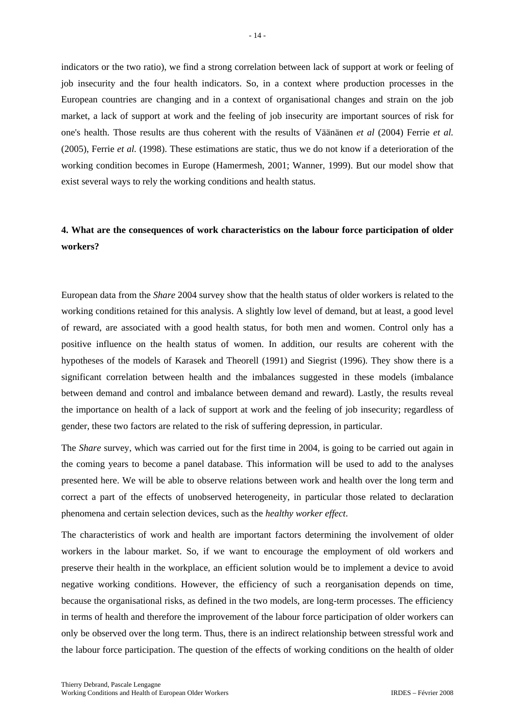indicators or the two ratio), we find a strong correlation between lack of support at work or feeling of job insecurity and the four health indicators. So, in a context where production processes in the European countries are changing and in a context of organisational changes and strain on the job market, a lack of support at work and the feeling of job insecurity are important sources of risk for one's health. Those results are thus coherent with the results of Väänänen *et al* (2004) Ferrie *et al.* (2005), Ferrie *et al.* (1998). These estimations are static, thus we do not know if a deterioration of the working condition becomes in Europe (Hamermesh, 2001; Wanner, 1999). But our model show that exist several ways to rely the working conditions and health status.

## 4. What are the consequences of work characteristics on the labour force participation of older workers?

European data from the *Share* 2004 survey show that the health status of older workers is related to the working conditions retained for this analysis. A slightly low level of demand, but at least, a good level of reward, are associated with a good health status, for both men and women. Control only has a positive influence on the health status of women. In addition, our results are coherent with the hypotheses of the models of Karasek and Theorell (1991) and Siegrist (1996). They show there is a significant correlation between health and the imbalances suggested in these models (imbalance between demand and control and imbalance between demand and reward). Lastly, the results reveal the importance on health of a lack of support at work and the feeling of job insecurity; regardless of gender, these two factors are related to the risk of suffering depression, in particular.

The *Share* survey, which was carried out for the first time in 2004, is going to be carried out again in the coming years to become a panel database. This information will be used to add to the analyses presented here. We will be able to observe relations between work and health over the long term and correct a part of the effects of unobserved heterogeneity, in particular those related to declaration phenomena and certain selection devices, such as the *healthy worker effect*.

The characteristics of work and health are important factors determining the involvement of older workers in the labour market. So, if we want to encourage the employment of old workers and preserve their health in the workplace, an efficient solution would be to implement a device to avoid negative working conditions. However, the efficiency of such a reorganisation depends on time, because the organisational risks, as defined in the two models, are long-term processes. The efficiency in terms of health and therefore the improvement of the labour force participation of older workers can only be observed over the long term. Thus, there is an indirect relationship between stressful work and the labour force participation. The question of the effects of working conditions on the health of older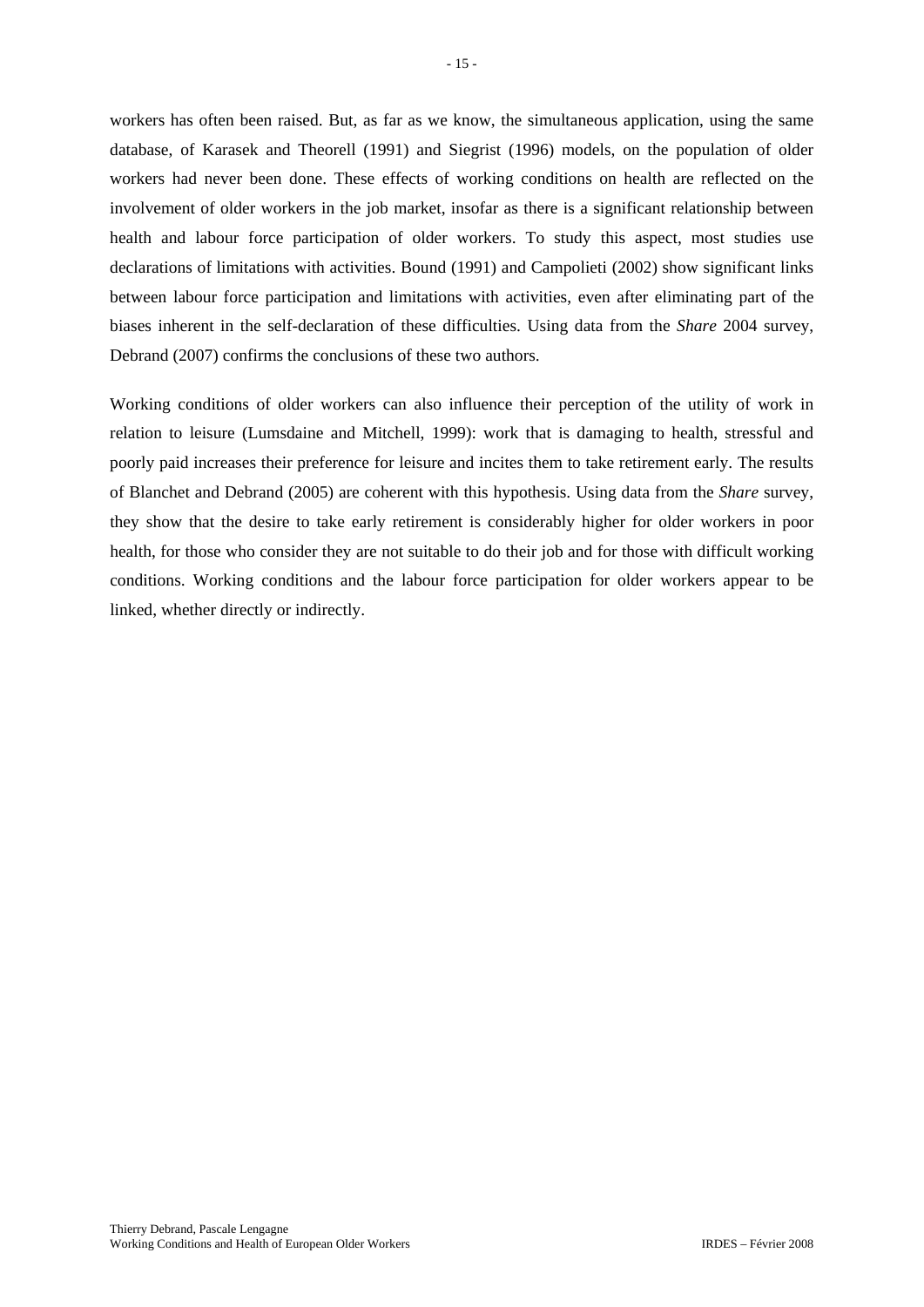workers has often been raised. But, as far as we know, the simultaneous application, using the same database, of Karasek and Theorell (1991) and Siegrist (1996) models, on the population of older workers had never been done. These effects of working conditions on health are reflected on the involvement of older workers in the job market, insofar as there is a significant relationship between health and labour force participation of older workers. To study this aspect, most studies use declarations of limitations with activities. Bound (1991) and Campolieti (2002) show significant links between labour force participation and limitations with activities, even after eliminating part of the biases inherent in the self-declaration of these difficulties. Using data from the *Share* 2004 survey, Debrand (2007) confirms the conclusions of these two authors.

Working conditions of older workers can also influence their perception of the utility of work in relation to leisure (Lumsdaine and Mitchell, 1999): work that is damaging to health, stressful and poorly paid increases their preference for leisure and incites them to take retirement early. The results of Blanchet and Debrand (2005) are coherent with this hypothesis. Using data from the *Share* survey, they show that the desire to take early retirement is considerably higher for older workers in poor health, for those who consider they are not suitable to do their job and for those with difficult working conditions. Working conditions and the labour force participation for older workers appear to be linked, whether directly or indirectly.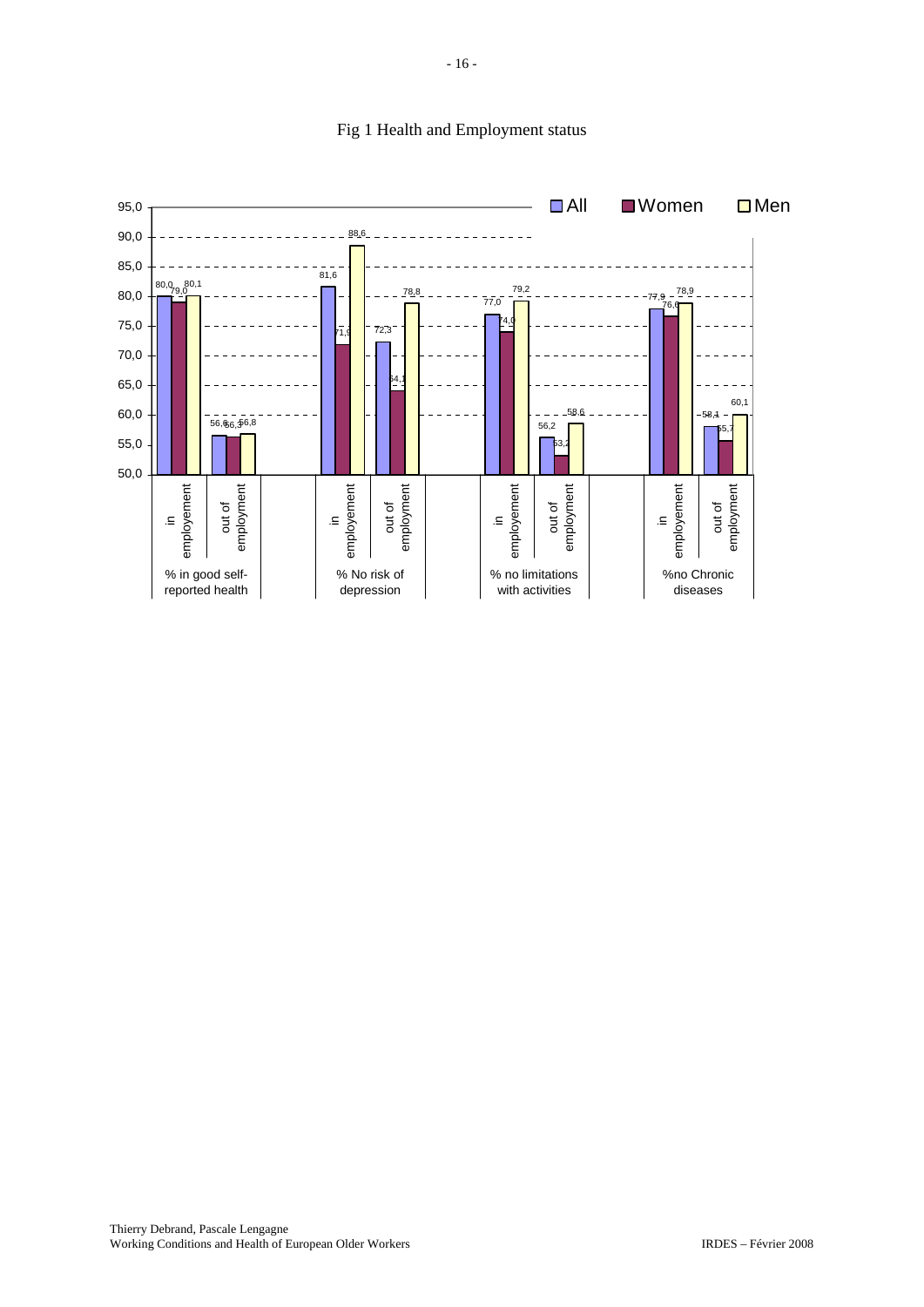Fig 1 Health and Employment status

| | | All | Women | Men |
|---|---|---|---|---|
| % in good self-reported health | in employement | 80,0 | 79,0 | 80,1 |
| | out of employment | 56,6 | 56,3 | 56,8 |
| % No risk of depression | in employement | 81,6 | 71,9 | 88,6 |
| | out of employment | 72,3 | 64,1 | 78,8 |
| % no limitations with activities | in employement | 77,0 | 74,0 | 79,2 |
| | out of employment | 56,2 | 53,2 | 58,6 |
| %no Chronic diseases | in employement | 77,9 | 76,6 | 78,9 |
| | out of employment | 58,1 | 55,7 | 60,1 |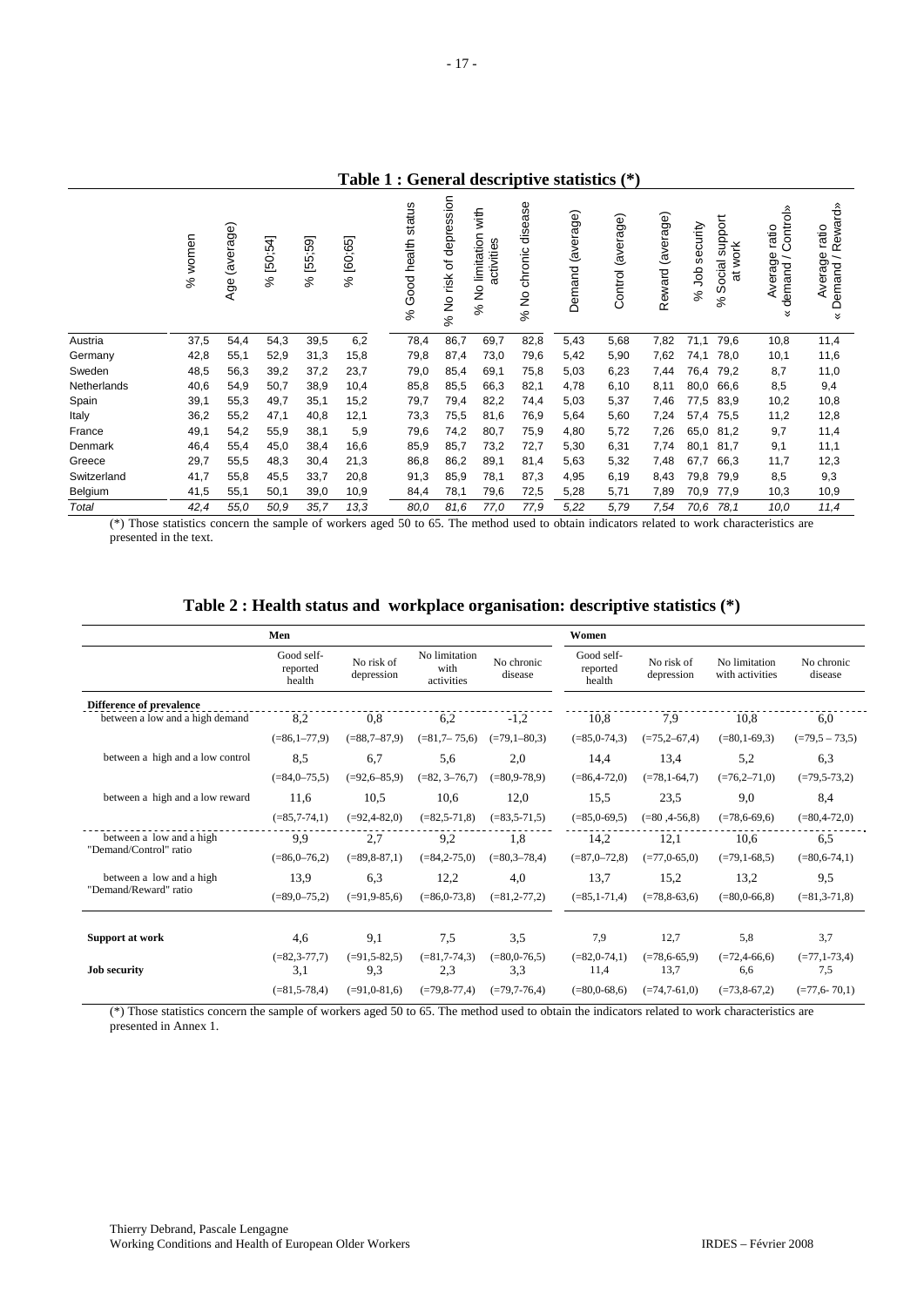**Table 1 : General descriptive statistics (*)**

| | % women | Age (average) | % [50;54] | % [55;59] | % [60;65] | % Good health status | % No risk of depression | % No limitation with activities | % No chronic disease | Demand (average) | Control (average) | Reward (average) | % Job security | % Social support at work | Average ratio « demand / Control» | Average ratio « Demand / Reward» |
|---|---|---|---|---|---|---|---|---|---|---|---|---|---|---|---|---|
| Austria | 37,5 | 54,4 | 54,3 | 39,5 | 6,2 | 78,4 | 86,7 | 69,7 | 82,8 | 5,43 | 5,68 | 7,82 | 71,1 | 79,6 | 10,8 | 11,4 |
| Germany | 42,8 | 55,1 | 52,9 | 31,3 | 15,8 | 79,8 | 87,4 | 73,0 | 79,6 | 5,42 | 5,90 | 7,62 | 74,1 | 78,0 | 10,1 | 11,6 |
| Sweden | 48,5 | 56,3 | 39,2 | 37,2 | 23,7 | 79,0 | 85,4 | 69,1 | 75,8 | 5,03 | 6,23 | 7,44 | 76,4 | 79,2 | 8,7 | 11,0 |
| Netherlands | 40,6 | 54,9 | 50,7 | 38,9 | 10,4 | 85,8 | 85,5 | 66,3 | 82,1 | 4,78 | 6,10 | 8,11 | 80,0 | 66,6 | 8,5 | 9,4 |
| Spain | 39,1 | 55,3 | 49,7 | 35,1 | 15,2 | 79,7 | 79,4 | 82,2 | 74,4 | 5,03 | 5,37 | 7,46 | 77,5 | 83,9 | 10,2 | 10,8 |
| Italy | 36,2 | 55,2 | 47,1 | 40,8 | 12,1 | 73,3 | 75,5 | 81,6 | 76,9 | 5,64 | 5,60 | 7,24 | 57,4 | 75,5 | 11,2 | 12,8 |
| France | 49,1 | 54,2 | 55,9 | 38,1 | 5,9 | 79,6 | 74,2 | 80,7 | 75,9 | 4,80 | 5,72 | 7,26 | 65,0 | 81,2 | 9,7 | 11,4 |
| Denmark | 46,4 | 55,4 | 45,0 | 38,4 | 16,6 | 85,9 | 85,7 | 73,2 | 72,7 | 5,30 | 6,31 | 7,74 | 80,1 | 81,7 | 9,1 | 11,1 |
| Greece | 29,7 | 55,5 | 48,3 | 30,4 | 21,3 | 86,8 | 86,2 | 89,1 | 81,4 | 5,63 | 5,32 | 7,48 | 67,7 | 66,3 | 11,7 | 12,3 |
| Switzerland | 41,7 | 55,8 | 45,5 | 33,7 | 20,8 | 91,3 | 85,9 | 78,1 | 87,3 | 4,95 | 6,19 | 8,43 | 79,8 | 79,9 | 8,5 | 9,3 |
| Belgium | 41,5 | 55,1 | 50,1 | 39,0 | 10,9 | 84,4 | 78,1 | 79,6 | 72,5 | 5,28 | 5,71 | 7,89 | 70,9 | 77,9 | 10,3 | 10,9 |
| *Total* | *42,4* | *55,0* | *50,9* | *35,7* | *13,3* | *80,0* | *81,6* | *77,0* | *77,9* | *5,22* | *5,79* | *7,54* | *70,6* | *78,1* | *10,0* | *11,4* |

(*) Those statistics concern the sample of workers aged 50 to 65. The method used to obtain indicators related to work characteristics are presented in the text.

**Table 2 : Health status and workplace organisation: descriptive statistics (*)**

| | **Men** | | | | **Women** | | | |
|---|---|---|---|---|---|---|---|---|
| | Good self-reported health | No risk of depression | No limitation with activities | No chronic disease | Good self-reported health | No risk of depression | No limitation with activities | No chronic disease |
| **Difference of prevalence** | | | | | | | | |
| between a low and a high demand | 8,2 | 0,8 | 6,2 | -1,2 | 10,8 | 7,9 | 10,8 | 6,0 |
| | (=86,1–77,9) | (=88,7–87,9) | (=81,7– 75,6) | (=79,1–80,3) | (=85,0-74,3) | (=75,2–67,4) | (=80,1-69,3) | (=79,5 – 73,5) |
| between a high and a low control | 8,5 | 6,7 | 5,6 | 2,0 | 14,4 | 13,4 | 5,2 | 6,3 |
| | (=84,0–75,5) | (=92,6–85,9) | (=82, 3–76,7) | (=80,9-78,9) | (=86,4-72,0) | (=78,1-64,7) | (=76,2–71,0) | (=79,5-73,2) |
| between a high and a low reward | 11,6 | 10,5 | 10,6 | 12,0 | 15,5 | 23,5 | 9,0 | 8,4 |
| | (=85,7-74,1) | (=92,4-82,0) | (=82,5-71,8) | (=83,5-71,5) | (=85,0-69,5) | (=80 ,4-56,8) | (=78,6-69,6) | (=80,4-72,0) |
| between a low and a high "Demand/Control" ratio | 9,9 | 2,7 | 9,2 | 1,8 | 14,2 | 12,1 | 10,6 | 6,5 |
| | (=86,0–76,2) | (=89,8-87,1) | (=84,2-75,0) | (=80,3–78,4) | (=87,0–72,8) | (=77,0-65,0) | (=79,1-68,5) | (=80,6-74,1) |
| between a low and a high "Demand/Reward" ratio | 13,9 | 6,3 | 12,2 | 4,0 | 13,7 | 15,2 | 13,2 | 9,5 |
| | (=89,0–75,2) | (=91,9-85,6) | (=86,0-73,8) | (=81,2-77,2) | (=85,1-71,4) | (=78,8-63,6) | (=80,0-66,8) | (=81,3-71,8) |
| **Support at work** | 4,6 | 9,1 | 7,5 | 3,5 | 7,9 | 12,7 | 5,8 | 3,7 |
| | (=82,3-77,7) | (=91,5-82,5) | (=81,7-74,3) | (=80,0-76,5) | (=82,0-74,1) | (=78,6-65,9) | (=72,4-66,6) | (=77,1-73,4) |
| **Job security** | 3,1 | 9,3 | 2,3 | 3,3 | 11,4 | 13,7 | 6,6 | 7,5 |
| | (=81,5-78,4) | (=91,0-81,6) | (=79,8-77,4) | (=79,7-76,4) | (=80,0-68,6) | (=74,7-61,0) | (=73,8-67,2) | (=77,6- 70,1) |

(*) Those statistics concern the sample of workers aged 50 to 65. The method used to obtain the indicators related to work characteristics are presented in Annex 1.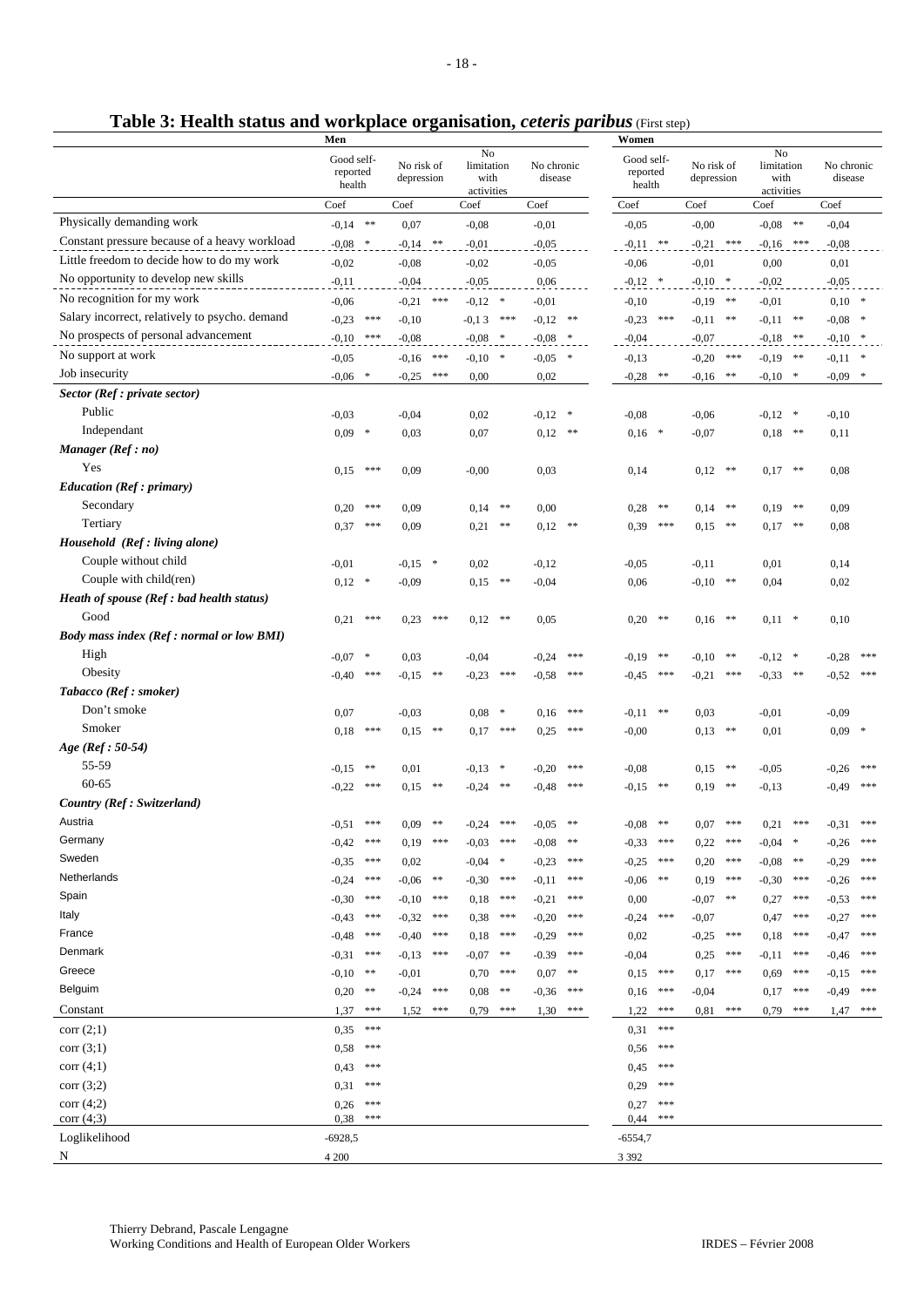## Table 3: Health status and workplace organisation, *ceteris paribus* (First step)

| | Men | | | | Women | | | |
|---|---|---|---|---|---|---|---|---|
| | Good self-reported health | No risk of depression | No limitation with activities | No chronic disease | Good self-reported health | No risk of depression | No limitation with activities | No chronic disease |
| | Coef | Coef | Coef | Coef | Coef | Coef | Coef | Coef |
| Physically demanding work | -0,14 ** | 0,07 | -0,08 | -0,01 | -0,05 | -0,00 | -0,08 ** | -0,04 |
| Constant pressure because of a heavy workload | -0,08 * | -0,14 ** | -0,01 | -0,05 | -0,11 ** | -0,21 *** | -0,16 *** | -0,08 |
| Little freedom to decide how to do my work | -0,02 | -0,08 | -0,02 | -0,05 | -0,06 | -0,01 | 0,00 | 0,01 |
| No opportunity to develop new skills | -0,11 | -0,04 | -0,05 | 0,06 | -0,12 * | -0,10 * | -0,02 | -0,05 |
| No recognition for my work | -0,06 | -0,21 *** | -0,12 * | -0,01 | -0,10 | -0,19 ** | -0,01 | 0,10 * |
| Salary incorrect, relatively to psycho. demand | -0,23 *** | -0,10 | -0,13 *** | -0,12 ** | -0,23 *** | -0,11 ** | -0,11 ** | -0,08 * |
| No prospects of personal advancement | -0,10 *** | -0,08 | -0,08 * | -0,08 * | -0,04 | -0,07 | -0,18 ** | -0,10 * |
| No support at work | -0,05 | -0,16 *** | -0,10 * | -0,05 * | -0,13 | -0,20 *** | -0,19 ** | -0,11 * |
| Job insecurity | -0,06 * | -0,25 *** | 0,00 | 0,02 | -0,28 ** | -0,16 ** | -0,10 * | -0,09 * |
| ***Sector (Ref : private sector)*** | | | | | | | | |
| Public | -0,03 | -0,04 | 0,02 | -0,12 * | -0,08 | -0,06 | -0,12 * | -0,10 |
| Independant | 0,09 * | 0,03 | 0,07 | 0,12 ** | 0,16 * | -0,07 | 0,18 ** | 0,11 |
| ***Manager (Ref : no)*** | | | | | | | | |
| Yes | 0,15 *** | 0,09 | -0,00 | 0,03 | 0,14 | 0,12 ** | 0,17 ** | 0,08 |
| ***Education (Ref : primary)*** | | | | | | | | |
| Secondary | 0,20 *** | 0,09 | 0,14 ** | 0,00 | 0,28 ** | 0,14 ** | 0,19 ** | 0,09 |
| Tertiary | 0,37 *** | 0,09 | 0,21 ** | 0,12 ** | 0,39 *** | 0,15 ** | 0,17 ** | 0,08 |
| ***Household (Ref : living alone)*** | | | | | | | | |
| Couple without child | -0,01 | -0,15 * | 0,02 | -0,12 | -0,05 | -0,11 | 0,01 | 0,14 |
| Couple with child(ren) | 0,12 * | -0,09 | 0,15 ** | -0,04 | 0,06 | -0,10 ** | 0,04 | 0,02 |
| ***Heath of spouse (Ref : bad health status)*** | | | | | | | | |
| Good | 0,21 *** | 0,23 *** | 0,12 ** | 0,05 | 0,20 ** | 0,16 ** | 0,11 * | 0,10 |
| ***Body mass index (Ref : normal or low BMI)*** | | | | | | | | |
| High | -0,07 * | 0,03 | -0,04 | -0,24 *** | -0,19 ** | -0,10 ** | -0,12 * | -0,28 *** |
| Obesity | -0,40 *** | -0,15 ** | -0,23 *** | -0,58 *** | -0,45 *** | -0,21 *** | -0,33 ** | -0,52 *** |
| ***Tabacco (Ref : smoker)*** | | | | | | | | |
| Don't smoke | 0,07 | -0,03 | 0,08 * | 0,16 *** | -0,11 ** | 0,03 | -0,01 | -0,09 |
| Smoker | 0,18 *** | 0,15 ** | 0,17 *** | 0,25 *** | -0,00 | 0,13 ** | 0,01 | 0,09 * |
| ***Age (Ref : 50-54)*** | | | | | | | | |
| 55-59 | -0,15 ** | 0,01 | -0,13 * | -0,20 *** | -0,08 | 0,15 ** | -0,05 | -0,26 *** |
| 60-65 | -0,22 *** | 0,15 ** | -0,24 ** | -0,48 *** | -0,15 ** | 0,19 ** | -0,13 | -0,49 *** |
| ***Country (Ref : Switzerland)*** | | | | | | | | |
| Austria | -0,51 *** | 0,09 ** | -0,24 *** | -0,05 ** | -0,08 ** | 0,07 *** | 0,21 *** | -0,31 *** |
| Germany | -0,42 *** | 0,19 *** | -0,03 *** | -0,08 ** | -0,33 *** | 0,22 *** | -0,04 * | -0,26 *** |
| Sweden | -0,35 *** | 0,02 | -0,04 * | -0,23 *** | -0,25 *** | 0,20 *** | -0,08 ** | -0,29 *** |
| Netherlands | -0,24 *** | -0,06 ** | -0,30 *** | -0,11 *** | -0,06 ** | 0,19 *** | -0,30 *** | -0,26 *** |
| Spain | -0,30 *** | -0,10 *** | 0,18 *** | -0,21 *** | 0,00 | -0,07 ** | 0,27 *** | -0,53 *** |
| Italy | -0,43 *** | -0,32 *** | 0,38 *** | -0,20 *** | -0,24 *** | -0,07 | 0,47 *** | -0,27 *** |
| France | -0,48 *** | -0,40 *** | 0,18 *** | -0,29 *** | 0,02 | -0,25 *** | 0,18 *** | -0,47 *** |
| Denmark | -0,31 *** | -0,13 *** | -0,07 ** | -0.39 *** | -0,04 | 0,25 *** | -0,11 *** | -0,46 *** |
| Greece | -0,10 ** | -0,01 | 0,70 *** | 0,07 ** | 0,15 *** | 0,17 *** | 0,69 *** | -0,15 *** |
| Belguim | 0,20 ** | -0,24 *** | 0,08 ** | -0,36 *** | 0,16 *** | -0,04 | 0,17 *** | -0,49 *** |
| Constant | 1,37 *** | 1,52 *** | 0,79 *** | 1,30 *** | 1,22 *** | 0,81 *** | 0,79 *** | 1,47 *** |
| corr (2;1) | 0,35 *** | | | | 0,31 *** | | | |
| corr (3;1) | 0,58 *** | | | | 0,56 *** | | | |
| corr (4;1) | 0,43 *** | | | | 0,45 *** | | | |
| corr (3;2) | 0,31 *** | | | | 0,29 *** | | | |
| corr (4;2) | 0,26 *** | | | | 0,27 *** | | | |
| corr (4;3) | 0,38 *** | | | | 0,44 *** | | | |
| Loglikelihood | -6928,5 | | | | -6554,7 | | | |
| N | 4 200 | | | | 3 392 | | | |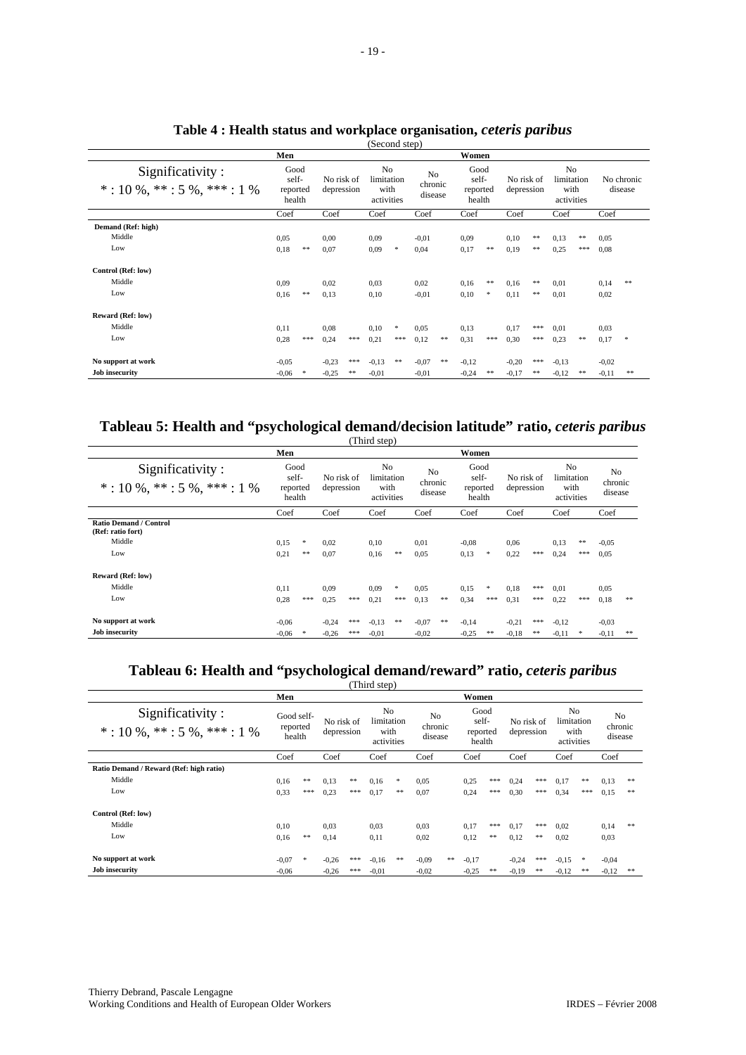## Table 4 : Health status and workplace organisation, *ceteris paribus*

(Second step)

| Significativity : * : 10 %, ** : 5 %, *** : 1 % | Men | | | | | | | | Women | | | | | | | |
|---|---|---|---|---|---|---|---|---|---|---|---|---|---|---|---|---|
| | Good self-reported health | | No risk of depression | | No limitation with activities | | No chronic disease | | Good self-reported health | | No risk of depression | | No limitation with activities | | No chronic disease | |
| | Coef | | Coef | | Coef | | Coef | | Coef | | Coef | | Coef | | Coef | |
| **Demand (Ref: high)** | | | | | | | | | | | | | | | | |
| Middle | 0,05 | | 0,00 | | 0,09 | | -0,01 | | 0,09 | | 0,10 | ** | 0,13 | ** | 0,05 | |
| Low | 0,18 | ** | 0,07 | | 0,09 | * | 0,04 | | 0,17 | ** | 0,19 | ** | 0,25 | *** | 0,08 | |
| **Control (Ref: low)** | | | | | | | | | | | | | | | | |
| Middle | 0,09 | | 0,02 | | 0,03 | | 0,02 | | 0,16 | ** | 0,16 | ** | 0,01 | | 0,14 | ** |
| Low | 0,16 | ** | 0,13 | | 0,10 | | -0,01 | | 0,10 | * | 0,11 | ** | 0,01 | | 0,02 | |
| **Reward (Ref: low)** | | | | | | | | | | | | | | | | |
| Middle | 0,11 | | 0,08 | | 0,10 | * | 0,05 | | 0,13 | | 0,17 | *** | 0,01 | | 0,03 | |
| Low | 0,28 | *** | 0,24 | *** | 0,21 | *** | 0,12 | ** | 0,31 | *** | 0,30 | *** | 0,23 | ** | 0,17 | * |
| **No support at work** | -0,05 | | -0,23 | *** | -0,13 | ** | -0,07 | ** | -0,12 | | -0,20 | *** | -0,13 | | -0,02 | |
| **Job insecurity** | -0,06 | * | -0,25 | ** | -0,01 | | -0,01 | | -0,24 | ** | -0,17 | ** | -0,12 | ** | -0,11 | ** |

## Tableau 5: Health and "psychological demand/decision latitude" ratio, *ceteris paribus*

(Third step)

| Significativity : * : 10 %, ** : 5 %, *** : 1 % | Men | | | | | | | | Women | | | | | | | |
|---|---|---|---|---|---|---|---|---|---|---|---|---|---|---|---|---|
| | Good self-reported health | | No risk of depression | | No limitation with activities | | No chronic disease | | Good self-reported health | | No risk of depression | | No limitation with activities | | No chronic disease | |
| | Coef | | Coef | | Coef | | Coef | | Coef | | Coef | | Coef | | Coef | |
| **Ratio Demand / Control (Ref: ratio fort)** | | | | | | | | | | | | | | | | |
| Middle | 0,15 | * | 0,02 | | 0,10 | | 0,01 | | -0,08 | | 0,06 | | 0,13 | ** | -0,05 | |
| Low | 0,21 | ** | 0,07 | | 0,16 | ** | 0,05 | | 0,13 | * | 0,22 | *** | 0,24 | *** | 0,05 | |
| **Reward (Ref: low)** | | | | | | | | | | | | | | | | |
| Middle | 0,11 | | 0,09 | | 0,09 | * | 0,05 | | 0,15 | * | 0,18 | *** | 0,01 | | 0,05 | |
| Low | 0,28 | *** | 0,25 | *** | 0,21 | *** | 0,13 | ** | 0,34 | *** | 0,31 | *** | 0,22 | *** | 0,18 | ** |
| **No support at work** | -0,06 | | -0,24 | *** | -0,13 | ** | -0,07 | ** | -0,14 | | -0,21 | *** | -0,12 | | -0,03 | |
| **Job insecurity** | -0,06 | * | -0,26 | *** | -0,01 | | -0,02 | | -0,25 | ** | -0,18 | ** | -0,11 | * | -0,11 | ** |

## Tableau 6: Health and "psychological demand/reward" ratio, *ceteris paribus*

(Third step)

| Significativity : * : 10 %, ** : 5 %, *** : 1 % | Men | | | | | | | | Women | | | | | | | |
|---|---|---|---|---|---|---|---|---|---|---|---|---|---|---|---|---|
| | Good self-reported health | | No risk of depression | | No limitation with activities | | No chronic disease | | Good self-reported health | | No risk of depression | | No limitation with activities | | No chronic disease | |
| | Coef | | Coef | | Coef | | Coef | | Coef | | Coef | | Coef | | Coef | |
| **Ratio Demand / Reward (Ref: high ratio)** | | | | | | | | | | | | | | | | |
| Middle | 0,16 | ** | 0,13 | ** | 0,16 | * | 0,05 | | 0,25 | *** | 0,24 | *** | 0,17 | ** | 0,13 | ** |
| Low | 0,33 | *** | 0,23 | *** | 0,17 | ** | 0,07 | | 0,24 | *** | 0,30 | *** | 0,34 | *** | 0,15 | ** |
| **Control (Ref: low)** | | | | | | | | | | | | | | | | |
| Middle | 0,10 | | 0,03 | | 0,03 | | 0,03 | | 0,17 | *** | 0,17 | *** | 0,02 | | 0,14 | ** |
| Low | 0,16 | ** | 0,14 | | 0,11 | | 0,02 | | 0,12 | ** | 0,12 | ** | 0,02 | | 0,03 | |
| **No support at work** | -0,07 | * | -0,26 | *** | -0,16 | ** | -0,09 | ** | -0,17 | | -0,24 | *** | -0,15 | * | -0,04 | |
| **Job insecurity** | -0,06 | | -0,26 | *** | -0,01 | | -0,02 | | -0,25 | ** | -0,19 | ** | -0,12 | ** | -0,12 | ** |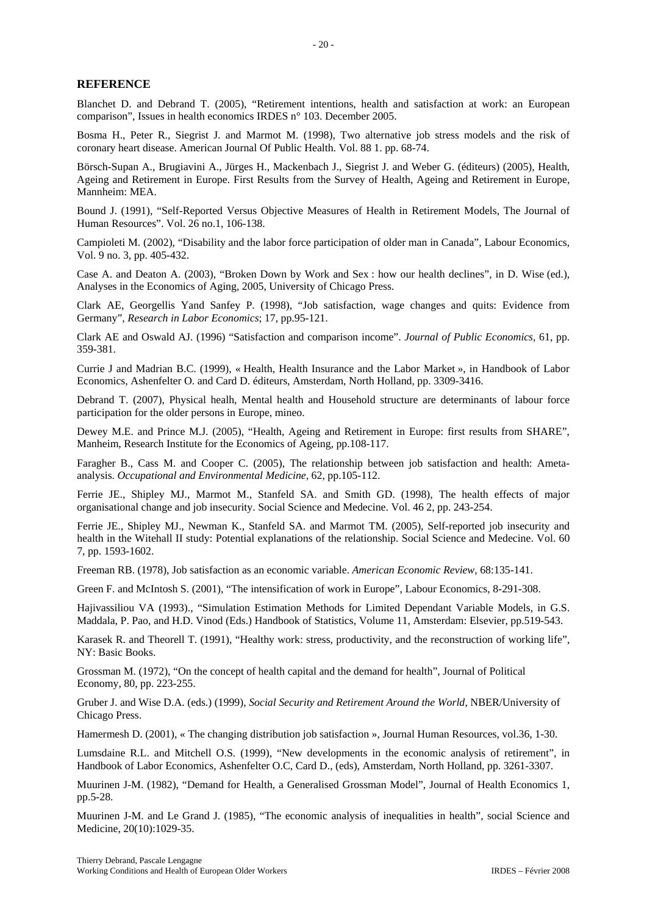## REFERENCE

Blanchet D. and Debrand T. (2005), "Retirement intentions, health and satisfaction at work: an European comparison", Issues in health economics IRDES n° 103. December 2005.

Bosma H., Peter R., Siegrist J. and Marmot M. (1998), Two alternative job stress models and the risk of coronary heart disease. American Journal Of Public Health. Vol. 88 1. pp. 68-74.

Börsch-Supan A., Brugiavini A., Jürges H., Mackenbach J., Siegrist J. and Weber G. (éditeurs) (2005), Health, Ageing and Retirement in Europe. First Results from the Survey of Health, Ageing and Retirement in Europe, Mannheim: MEA.

Bound J. (1991), "Self-Reported Versus Objective Measures of Health in Retirement Models, The Journal of Human Resources". Vol. 26 no.1, 106-138.

Campioleti M. (2002), "Disability and the labor force participation of older man in Canada", Labour Economics, Vol. 9 no. 3, pp. 405-432.

Case A. and Deaton A. (2003), "Broken Down by Work and Sex : how our health declines", in D. Wise (ed.), Analyses in the Economics of Aging, 2005, University of Chicago Press.

Clark AE, Georgellis Yand Sanfey P. (1998), "Job satisfaction, wage changes and quits: Evidence from Germany", *Research in Labor Economics*; 17, pp.95-121.

Clark AE and Oswald AJ. (1996) "Satisfaction and comparison income". *Journal of Public Economics*, 61, pp. 359-381.

Currie J and Madrian B.C. (1999), « Health, Health Insurance and the Labor Market », in Handbook of Labor Economics, Ashenfelter O. and Card D. éditeurs, Amsterdam, North Holland, pp. 3309-3416.

Debrand T. (2007), Physical healh, Mental health and Household structure are determinants of labour force participation for the older persons in Europe, mineo.

Dewey M.E. and Prince M.J. (2005), "Health, Ageing and Retirement in Europe: first results from SHARE", Manheim, Research Institute for the Economics of Ageing, pp.108-117.

Faragher B., Cass M. and Cooper C. (2005), The relationship between job satisfaction and health: Ameta-analysis. *Occupational and Environmental Medicine*, 62, pp.105-112.

Ferrie JE., Shipley MJ., Marmot M., Stanfeld SA. and Smith GD. (1998), The health effects of major organisational change and job insecurity. Social Science and Medecine. Vol. 46 2, pp. 243-254.

Ferrie JE., Shipley MJ., Newman K., Stanfeld SA. and Marmot TM. (2005), Self-reported job insecurity and health in the Witehall II study: Potential explanations of the relationship. Social Science and Medecine. Vol. 60 7, pp. 1593-1602.

Freeman RB. (1978), Job satisfaction as an economic variable. *American Economic Review*, 68:135-141.

Green F. and McIntosh S. (2001), "The intensification of work in Europe", Labour Economics, 8-291-308.

Hajivassiliou VA (1993)., "Simulation Estimation Methods for Limited Dependant Variable Models, in G.S. Maddala, P. Pao, and H.D. Vinod (Eds.) Handbook of Statistics, Volume 11, Amsterdam: Elsevier, pp.519-543.

Karasek R. and Theorell T. (1991), "Healthy work: stress, productivity, and the reconstruction of working life", NY: Basic Books.

Grossman M. (1972), "On the concept of health capital and the demand for health", Journal of Political Economy, 80, pp. 223-255.

Gruber J. and Wise D.A. (eds.) (1999), *Social Security and Retirement Around the World*, NBER/University of Chicago Press.

Hamermesh D. (2001), « The changing distribution job satisfaction », Journal Human Resources, vol.36, 1-30.

Lumsdaine R.L. and Mitchell O.S. (1999), "New developments in the economic analysis of retirement", in Handbook of Labor Economics, Ashenfelter O.C, Card D., (eds), Amsterdam, North Holland, pp. 3261-3307.

Muurinen J-M. (1982), "Demand for Health, a Generalised Grossman Model", Journal of Health Economics 1, pp.5-28.

Muurinen J-M. and Le Grand J. (1985), "The economic analysis of inequalities in health", social Science and Medicine, 20(10):1029-35.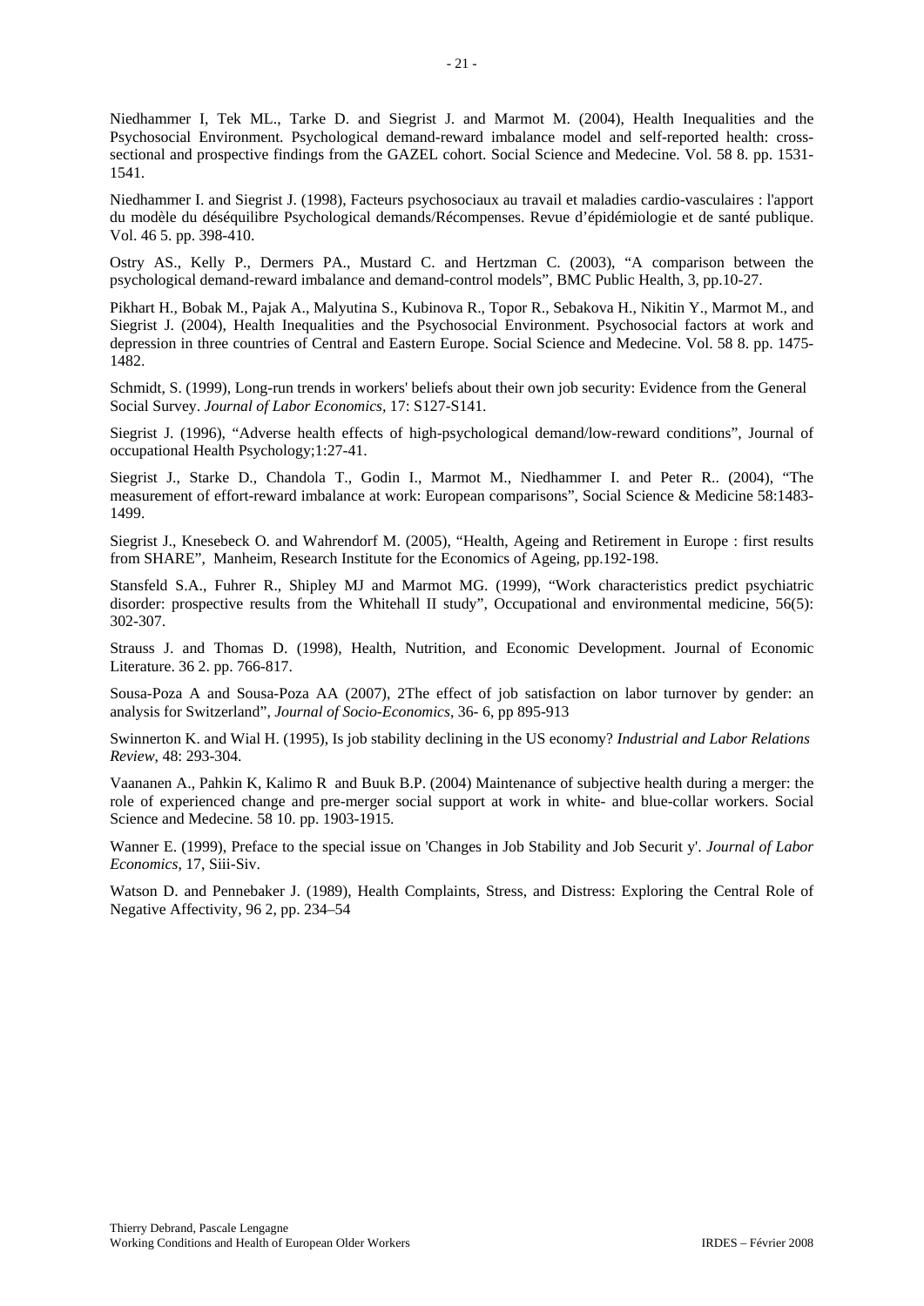Niedhammer I, Tek ML., Tarke D. and Siegrist J. and Marmot M. (2004), Health Inequalities and the Psychosocial Environment. Psychological demand-reward imbalance model and self-reported health: cross-sectional and prospective findings from the GAZEL cohort. Social Science and Medecine. Vol. 58 8. pp. 1531-1541.

Niedhammer I. and Siegrist J. (1998), Facteurs psychosociaux au travail et maladies cardio-vasculaires : l'apport du modèle du déséquilibre Psychological demands/Récompenses. Revue d'épidémiologie et de santé publique. Vol. 46 5. pp. 398-410.

Ostry AS., Kelly P., Dermers PA., Mustard C. and Hertzman C. (2003), "A comparison between the psychological demand-reward imbalance and demand-control models", BMC Public Health, 3, pp.10-27.

Pikhart H., Bobak M., Pajak A., Malyutina S., Kubinova R., Topor R., Sebakova H., Nikitin Y., Marmot M., and Siegrist J. (2004), Health Inequalities and the Psychosocial Environment. Psychosocial factors at work and depression in three countries of Central and Eastern Europe. Social Science and Medecine. Vol. 58 8. pp. 1475-1482.

Schmidt, S. (1999), Long-run trends in workers' beliefs about their own job security: Evidence from the General Social Survey. *Journal of Labor Economics*, 17: S127-S141.

Siegrist J. (1996), "Adverse health effects of high-psychological demand/low-reward conditions", Journal of occupational Health Psychology;1:27-41.

Siegrist J., Starke D., Chandola T., Godin I., Marmot M., Niedhammer I. and Peter R.. (2004), "The measurement of effort-reward imbalance at work: European comparisons", Social Science & Medicine 58:1483-1499.

Siegrist J., Knesebeck O. and Wahrendorf M. (2005), "Health, Ageing and Retirement in Europe : first results from SHARE", Manheim, Research Institute for the Economics of Ageing, pp.192-198.

Stansfeld S.A., Fuhrer R., Shipley MJ and Marmot MG. (1999), "Work characteristics predict psychiatric disorder: prospective results from the Whitehall II study", Occupational and environmental medicine, 56(5): 302-307.

Strauss J. and Thomas D. (1998), Health, Nutrition, and Economic Development. Journal of Economic Literature. 36 2. pp. 766-817.

Sousa-Poza A and Sousa-Poza AA (2007), 2The effect of job satisfaction on labor turnover by gender: an analysis for Switzerland", *Journal of Socio-Economics*, 36- 6, pp 895-913

Swinnerton K. and Wial H. (1995), Is job stability declining in the US economy? *Industrial and Labor Relations Review*, 48: 293-304.

Vaananen A., Pahkin K, Kalimo R and Buuk B.P. (2004) Maintenance of subjective health during a merger: the role of experienced change and pre-merger social support at work in white- and blue-collar workers. Social Science and Medecine. 58 10. pp. 1903-1915.

Wanner E. (1999), Preface to the special issue on 'Changes in Job Stability and Job Securit y'. *Journal of Labor Economics*, 17, Siii-Siv.

Watson D. and Pennebaker J. (1989), Health Complaints, Stress, and Distress: Exploring the Central Role of Negative Affectivity, 96 2, pp. 234–54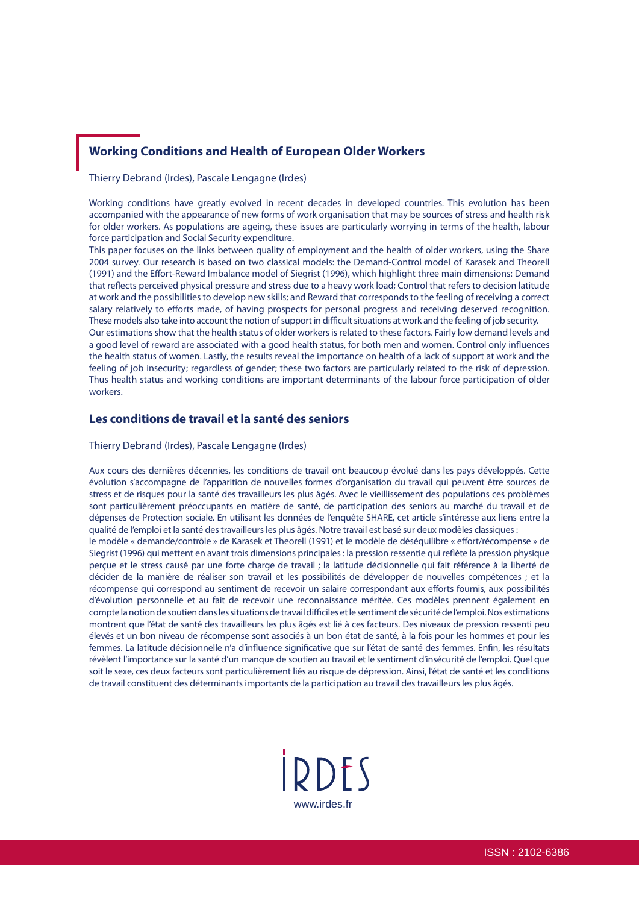## Working Conditions and Health of European Older Workers

Thierry Debrand (Irdes), Pascale Lengagne (Irdes)

Working conditions have greatly evolved in recent decades in developed countries. This evolution has been accompanied with the appearance of new forms of work organisation that may be sources of stress and health risk for older workers. As populations are ageing, these issues are particularly worrying in terms of the health, labour force participation and Social Security expenditure.

This paper focuses on the links between quality of employment and the health of older workers, using the Share 2004 survey. Our research is based on two classical models: the Demand-Control model of Karasek and Theorell (1991) and the Effort-Reward Imbalance model of Siegrist (1996), which highlight three main dimensions: Demand that reflects perceived physical pressure and stress due to a heavy work load; Control that refers to decision latitude at work and the possibilities to develop new skills; and Reward that corresponds to the feeling of receiving a correct salary relatively to efforts made, of having prospects for personal progress and receiving deserved recognition. These models also take into account the notion of support in difficult situations at work and the feeling of job security.

Our estimations show that the health status of older workers is related to these factors. Fairly low demand levels and a good level of reward are associated with a good health status, for both men and women. Control only influences the health status of women. Lastly, the results reveal the importance on health of a lack of support at work and the feeling of job insecurity; regardless of gender; these two factors are particularly related to the risk of depression. Thus health status and working conditions are important determinants of the labour force participation of older workers.

## Les conditions de travail et la santé des seniors

Thierry Debrand (Irdes), Pascale Lengagne (Irdes)

Aux cours des dernières décennies, les conditions de travail ont beaucoup évolué dans les pays développés. Cette évolution s'accompagne de l'apparition de nouvelles formes d'organisation du travail qui peuvent être sources de stress et de risques pour la santé des travailleurs les plus âgés. Avec le vieillissement des populations ces problèmes sont particulièrement préoccupants en matière de santé, de participation des seniors au marché du travail et de dépenses de Protection sociale. En utilisant les données de l'enquête SHARE, cet article s'intéresse aux liens entre la qualité de l'emploi et la santé des travailleurs les plus âgés. Notre travail est basé sur deux modèles classiques : le modèle « demande/contrôle » de Karasek et Theorell (1991) et le modèle de déséquilibre « effort/récompense » de Siegrist (1996) qui mettent en avant trois dimensions principales : la pression ressentie qui reflète la pression physique perçue et le stress causé par une forte charge de travail ; la latitude décisionnelle qui fait référence à la liberté de décider de la manière de réaliser son travail et les possibilités de développer de nouvelles compétences ; et la récompense qui correspond au sentiment de recevoir un salaire correspondant aux efforts fournis, aux possibilités d'évolution personnelle et au fait de recevoir une reconnaissance méritée. Ces modèles prennent également en compte la notion de soutien dans les situations de travail difficiles et le sentiment de sécurité de l'emploi. Nos estimations montrent que l'état de santé des travailleurs les plus âgés est lié à ces facteurs. Des niveaux de pression ressenti peu élevés et un bon niveau de récompense sont associés à un bon état de santé, à la fois pour les hommes et pour les femmes. La latitude décisionnelle n'a d'influence significative que sur l'état de santé des femmes. Enfin, les résultats révèlent l'importance sur la santé d'un manque de soutien au travail et le sentiment d'insécurité de l'emploi. Quel que soit le sexe, ces deux facteurs sont particulièrement liés au risque de dépression. Ainsi, l'état de santé et les conditions de travail constituent des déterminants importants de la participation au travail des travailleurs les plus âgés.

IRDES
www.irdes.fr

ISSN : 2102-6386